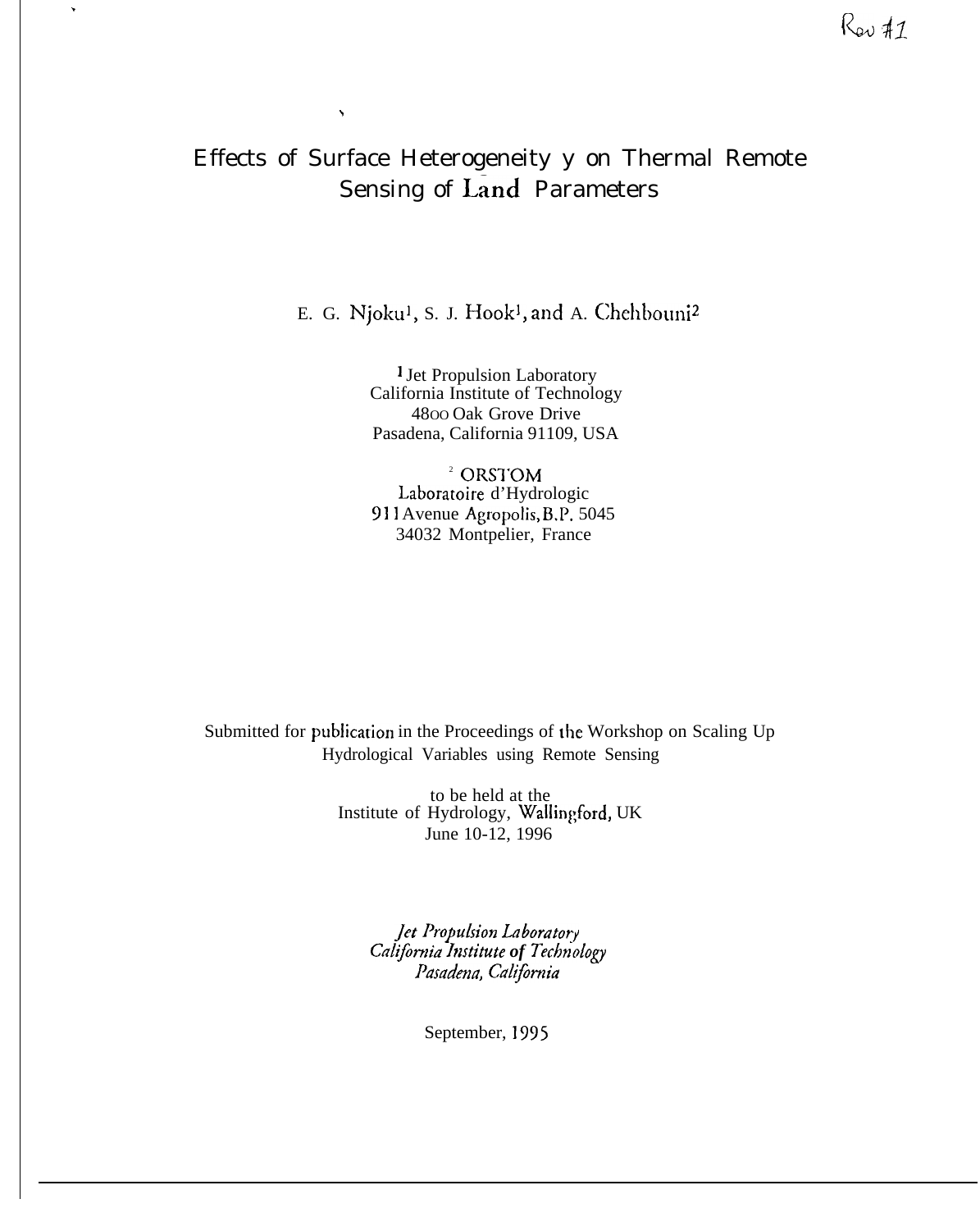Rev #1

# Effects of Surface Heterogeneity y on Thermal Remote Sensing of Land Parameters

E. G. Njoku[1], S. J. Hook[1], and A. Chehbouni[2]

[1] Jet Propulsion Laboratory
California Institute of Technology
4800 Oak Grove Drive
Pasadena, California 91109, USA

[2] ORSTOM
Laboratoire d'Hydrologic
911 Avenue Agropolis, B.P. 5045
34032 Montpelier, France

Submitted for publication in the Proceedings of the Workshop on Scaling Up Hydrological Variables using Remote Sensing

to be held at the
Institute of Hydrology, Wallingford, UK
June 10-12, 1996

*Jet Propulsion Laboratory*
*California Institute of Technology*
*Pasadena, California*

September, 1995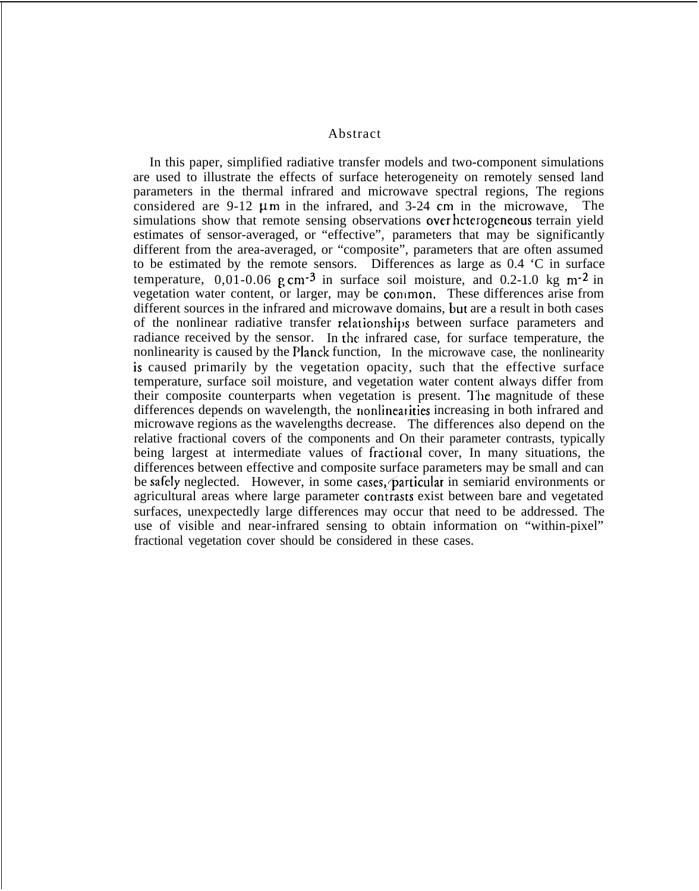## Abstract

In this paper, simplified radiative transfer models and two-component simulations are used to illustrate the effects of surface heterogeneity on remotely sensed land parameters in the thermal infrared and microwave spectral regions, The regions considered are 9-12 μm in the infrared, and 3-24 cm in the microwave, The simulations show that remote sensing observations over heterogeneous terrain yield estimates of sensor-averaged, or "effective", parameters that may be significantly different from the area-averaged, or "composite", parameters that are often assumed to be estimated by the remote sensors. Differences as large as 0.4 'C in surface temperature, 0,01-0.06 g $cm^{-3}$ in surface soil moisture, and 0.2-1.0 kg $m^{-2}$ in vegetation water content, or larger, may be common. These differences arise from different sources in the infrared and microwave domains, but are a result in both cases of the nonlinear radiative transfer relationships between surface parameters and radiance received by the sensor. In the infrared case, for surface temperature, the nonlinearity is caused by the Planck function, In the microwave case, the nonlinearity is caused primarily by the vegetation opacity, such that the effective surface temperature, surface soil moisture, and vegetation water content always differ from their composite counterparts when vegetation is present. The magnitude of these differences depends on wavelength, the nonlinearities increasing in both infrared and microwave regions as the wavelengths decrease. The differences also depend on the relative fractional covers of the components and On their parameter contrasts, typically being largest at intermediate values of fractional cover, In many situations, the differences between effective and composite surface parameters may be small and can be safely neglected. However, in some cases, particular in semiarid environments or agricultural areas where large parameter contrasts exist between bare and vegetated surfaces, unexpectedly large differences may occur that need to be addressed. The use of visible and near-infrared sensing to obtain information on "within-pixel" fractional vegetation cover should be considered in these cases.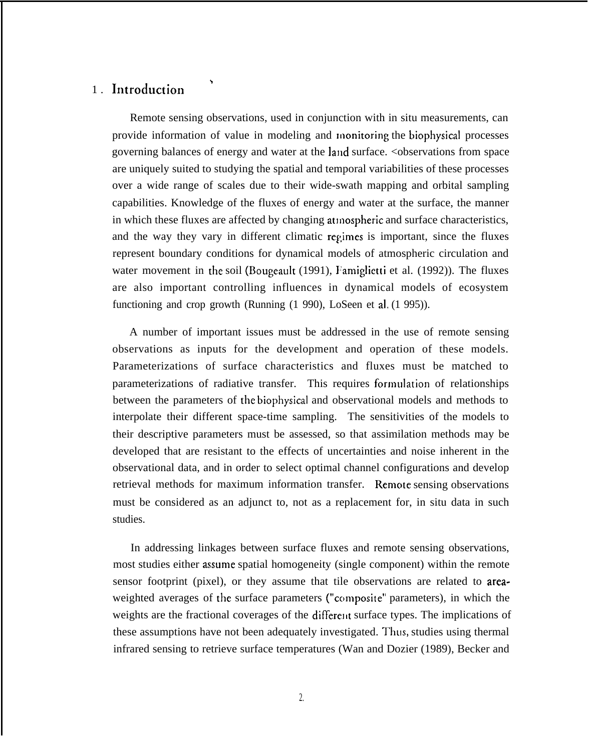## 1. Introduction

Remote sensing observations, used in conjunction with in situ measurements, can provide information of value in modeling and monitoring the biophysical processes governing balances of energy and water at the land surface. <observations from space are uniquely suited to studying the spatial and temporal variabilities of these processes over a wide range of scales due to their wide-swath mapping and orbital sampling capabilities. Knowledge of the fluxes of energy and water at the surface, the manner in which these fluxes are affected by changing atmospheric and surface characteristics, and the way they vary in different climatic regimes is important, since the fluxes represent boundary conditions for dynamical models of atmospheric circulation and water movement in the soil (Bougeault (1991), Famiglietti et al. (1992)). The fluxes are also important controlling influences in dynamical models of ecosystem functioning and crop growth (Running (1 990), LoSeen et al. (1 995)).

A number of important issues must be addressed in the use of remote sensing observations as inputs for the development and operation of these models. Parameterizations of surface characteristics and fluxes must be matched to parameterizations of radiative transfer. This requires formulation of relationships between the parameters of the biophysical and observational models and methods to interpolate their different space-time sampling. The sensitivities of the models to their descriptive parameters must be assessed, so that assimilation methods may be developed that are resistant to the effects of uncertainties and noise inherent in the observational data, and in order to select optimal channel configurations and develop retrieval methods for maximum information transfer. Remote sensing observations must be considered as an adjunct to, not as a replacement for, in situ data in such studies.

In addressing linkages between surface fluxes and remote sensing observations, most studies either assume spatial homogeneity (single component) within the remote sensor footprint (pixel), or they assume that tile observations are related to area-weighted averages of the surface parameters ("composite" parameters), in which the weights are the fractional coverages of the different surface types. The implications of these assumptions have not been adequately investigated. Thus, studies using thermal infrared sensing to retrieve surface temperatures (Wan and Dozier (1989), Becker and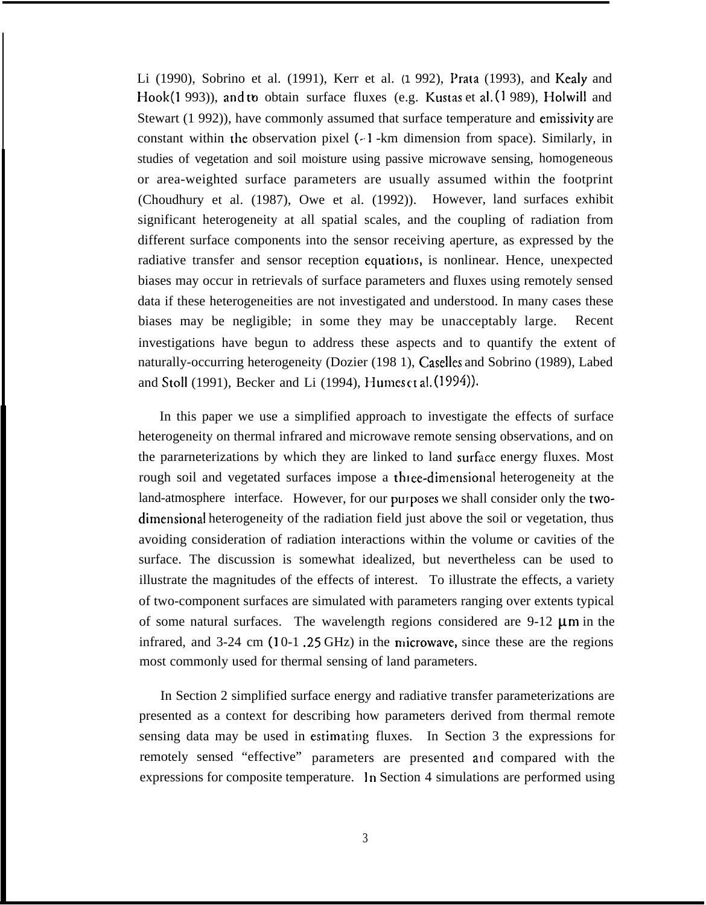Li (1990), Sobrino et al. (1991), Kerr et al. (1992), Prata (1993), and Kealy and Hook (1993)), and to obtain surface fluxes (e.g. Kustas et al. (1989), Holwill and Stewart (1992)), have commonly assumed that surface temperature and emissivity are constant within the observation pixel (~1-km dimension from space). Similarly, in studies of vegetation and soil moisture using passive microwave sensing, homogeneous or area-weighted surface parameters are usually assumed within the footprint (Choudhury et al. (1987), Owe et al. (1992)). However, land surfaces exhibit significant heterogeneity at all spatial scales, and the coupling of radiation from different surface components into the sensor receiving aperture, as expressed by the radiative transfer and sensor reception equations, is nonlinear. Hence, unexpected biases may occur in retrievals of surface parameters and fluxes using remotely sensed data if these heterogeneities are not investigated and understood. In many cases these biases may be negligible; in some they may be unacceptably large. Recent investigations have begun to address these aspects and to quantify the extent of naturally-occurring heterogeneity (Dozier (1981), Caselles and Sobrino (1989), Labed and Stoll (1991), Becker and Li (1994), Humes et al. (1994)).

In this paper we use a simplified approach to investigate the effects of surface heterogeneity on thermal infrared and microwave remote sensing observations, and on the parameterizations by which they are linked to land surface energy fluxes. Most rough soil and vegetated surfaces impose a three-dimensional heterogeneity at the land-atmosphere interface. However, for our purposes we shall consider only the two-dimensional heterogeneity of the radiation field just above the soil or vegetation, thus avoiding consideration of radiation interactions within the volume or cavities of the surface. The discussion is somewhat idealized, but nevertheless can be used to illustrate the magnitudes of the effects of interest. To illustrate the effects, a variety of two-component surfaces are simulated with parameters ranging over extents typical of some natural surfaces. The wavelength regions considered are 9-12 $\mu m$ in the infrared, and 3-24 cm (10-1.25 GHz) in the microwave, since these are the regions most commonly used for thermal sensing of land parameters.

In Section 2 simplified surface energy and radiative transfer parameterizations are presented as a context for describing how parameters derived from thermal remote sensing data may be used in estimating fluxes. In Section 3 the expressions for remotely sensed "effective" parameters are presented and compared with the expressions for composite temperature. In Section 4 simulations are performed using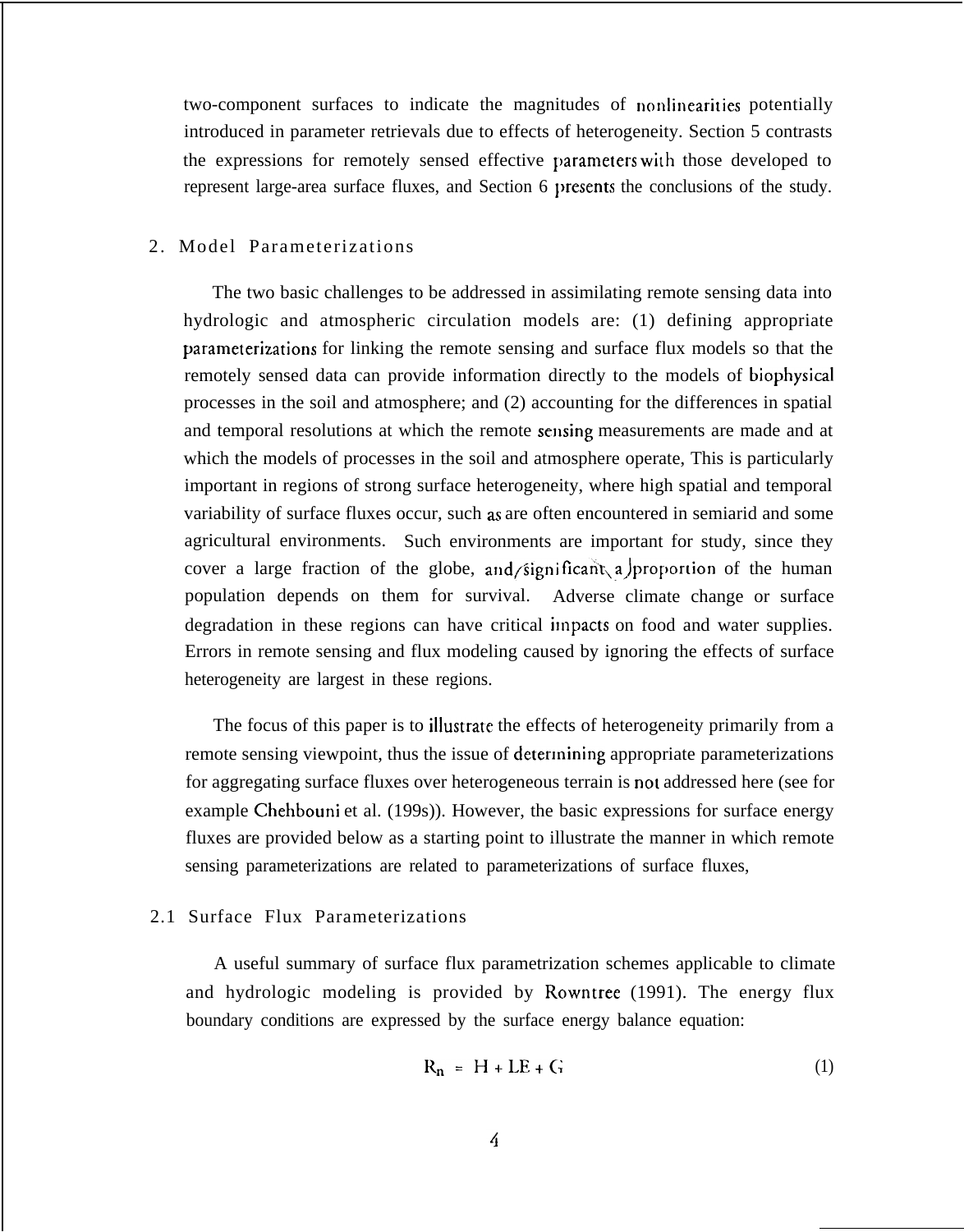two-component surfaces to indicate the magnitudes of nonlinearities potentially introduced in parameter retrievals due to effects of heterogeneity. Section 5 contrasts the expressions for remotely sensed effective parameters with those developed to represent large-area surface fluxes, and Section 6 presents the conclusions of the study.

## 2. Model Parameterizations

The two basic challenges to be addressed in assimilating remote sensing data into hydrologic and atmospheric circulation models are: (1) defining appropriate parameterizations for linking the remote sensing and surface flux models so that the remotely sensed data can provide information directly to the models of biophysical processes in the soil and atmosphere; and (2) accounting for the differences in spatial and temporal resolutions at which the remote sensing measurements are made and at which the models of processes in the soil and atmosphere operate, This is particularly important in regions of strong surface heterogeneity, where high spatial and temporal variability of surface fluxes occur, such as are often encountered in semiarid and some agricultural environments. Such environments are important for study, since they cover a large fraction of the globe, and significant a proportion of the human population depends on them for survival. Adverse climate change or surface degradation in these regions can have critical impacts on food and water supplies. Errors in remote sensing and flux modeling caused by ignoring the effects of surface heterogeneity are largest in these regions.

The focus of this paper is to illustrate the effects of heterogeneity primarily from a remote sensing viewpoint, thus the issue of determining appropriate parameterizations for aggregating surface fluxes over heterogeneous terrain is not addressed here (see for example Chehbouni et al. (199s)). However, the basic expressions for surface energy fluxes are provided below as a starting point to illustrate the manner in which remote sensing parameterizations are related to parameterizations of surface fluxes,

### 2.1 Surface Flux Parameterizations

A useful summary of surface flux parametrization schemes applicable to climate and hydrologic modeling is provided by Rowntree (1991). The energy flux boundary conditions are expressed by the surface energy balance equation:

$$R_n = H + LE + G \tag{1}$$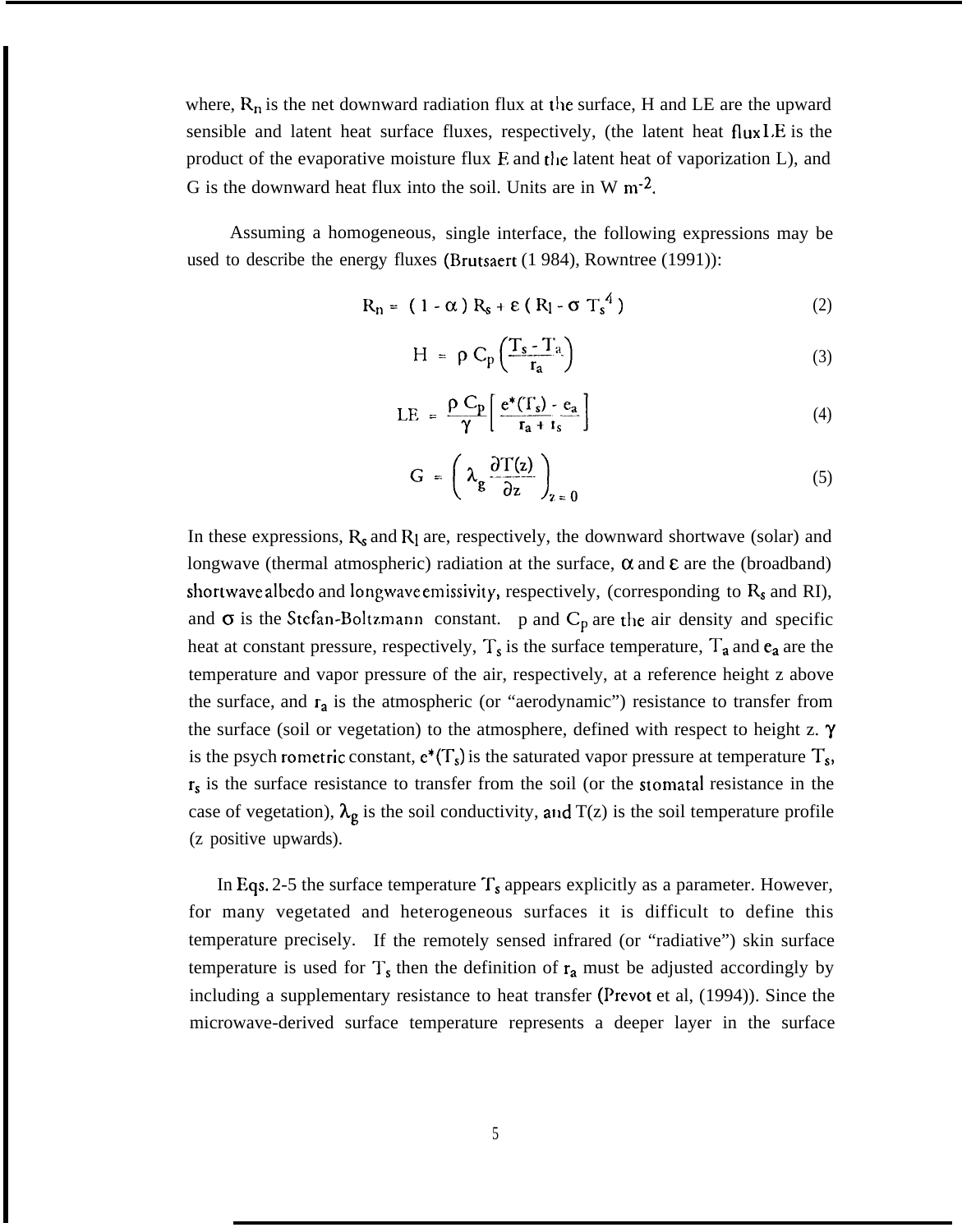where, $R_n$ is the net downward radiation flux at the surface, H and LE are the upward sensible and latent heat surface fluxes, respectively, (the latent heat flux LE is the product of the evaporative moisture flux E and the latent heat of vaporization L), and G is the downward heat flux into the soil. Units are in W $m^{-2}$.

Assuming a homogeneous, single interface, the following expressions may be used to describe the energy fluxes (Brutsaert (1984), Rowntree (1991)):

$$R_n = (1 - \alpha) R_s + \varepsilon (R_l - \sigma T_s^4) \tag{2}$$

$$H = \rho C_p \left( \frac{T_s - T_a}{r_a} \right) \tag{3}$$

$$LE = \frac{\rho C_p}{\gamma} \left[ \frac{e^*(T_s) - e_a}{r_a + r_s} \right] \tag{4}$$

$$G = \left( \lambda_g \frac{\partial T(z)}{\partial z} \right)_{z=0} \tag{5}$$

In these expressions, $R_s$ and $R_l$ are, respectively, the downward shortwave (solar) and longwave (thermal atmospheric) radiation at the surface, $\alpha$ and $\varepsilon$ are the (broadband) shortwave albedo and longwave emissivity, respectively, (corresponding to $R_s$ and Rl), and $\sigma$ is the Stefan-Boltzmann constant. p and $C_p$ are the air density and specific heat at constant pressure, respectively, $T_s$ is the surface temperature, $T_a$ and $e_a$ are the temperature and vapor pressure of the air, respectively, at a reference height z above the surface, and $r_a$ is the atmospheric (or "aerodynamic") resistance to transfer from the surface (soil or vegetation) to the atmosphere, defined with respect to height z. $\gamma$ is the psychrometric constant, $e^*(T_s)$ is the saturated vapor pressure at temperature $T_s$, $r_s$ is the surface resistance to transfer from the soil (or the stomatal resistance in the case of vegetation), $\lambda_g$ is the soil conductivity, and T(z) is the soil temperature profile (z positive upwards).

In Eqs. 2-5 the surface temperature $T_s$ appears explicitly as a parameter. However, for many vegetated and heterogeneous surfaces it is difficult to define this temperature precisely. If the remotely sensed infrared (or "radiative") skin surface temperature is used for $T_s$ then the definition of $r_a$ must be adjusted accordingly by including a supplementary resistance to heat transfer (Prevot et al, (1994)). Since the microwave-derived surface temperature represents a deeper layer in the surface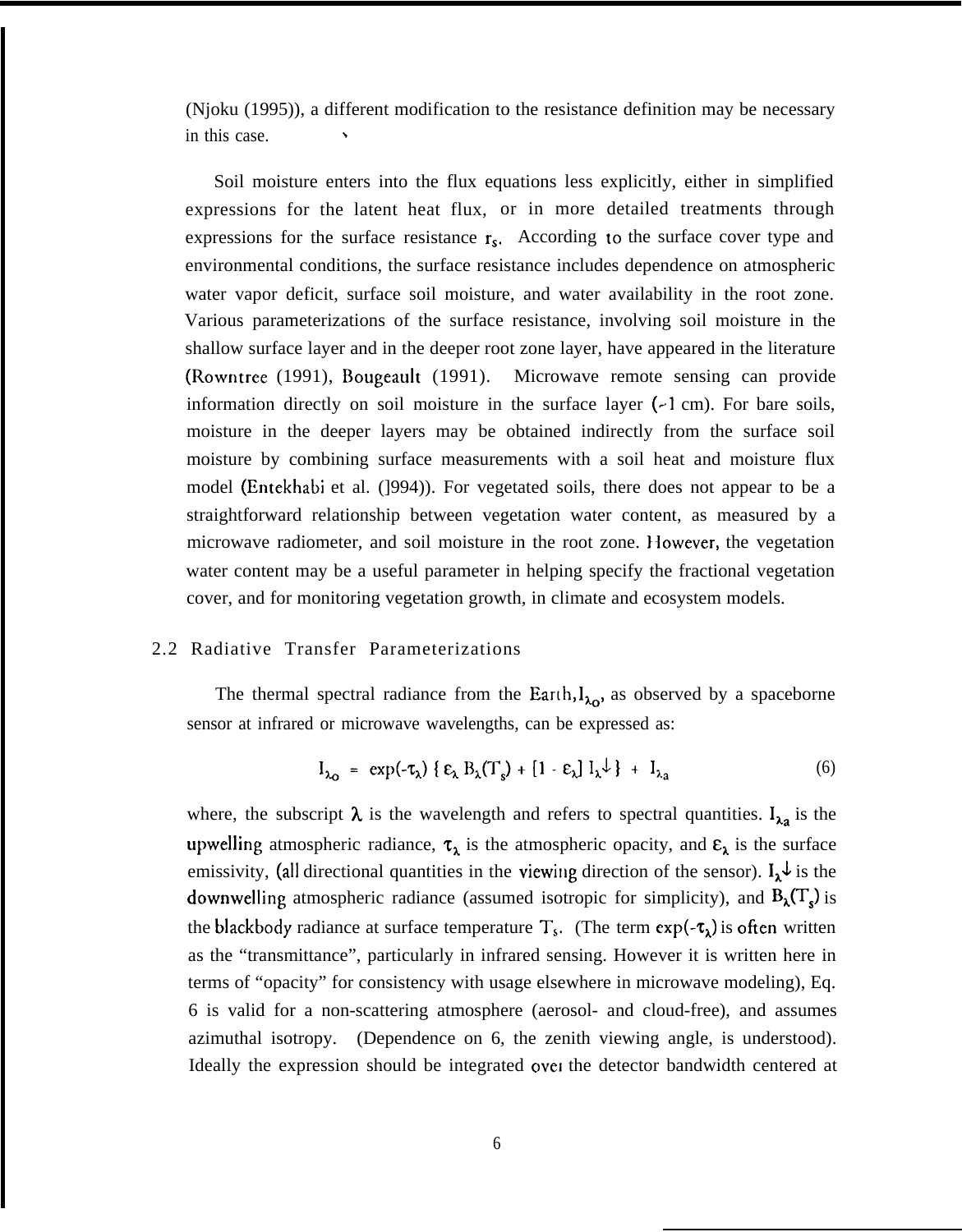(Njoku (1995)), a different modification to the resistance definition may be necessary in this case.

Soil moisture enters into the flux equations less explicitly, either in simplified expressions for the latent heat flux, or in more detailed treatments through expressions for the surface resistance $r_s$. According to the surface cover type and environmental conditions, the surface resistance includes dependence on atmospheric water vapor deficit, surface soil moisture, and water availability in the root zone. Various parameterizations of the surface resistance, involving soil moisture in the shallow surface layer and in the deeper root zone layer, have appeared in the literature (Rowntree (1991), Bougeault (1991). Microwave remote sensing can provide information directly on soil moisture in the surface layer (~1 cm). For bare soils, moisture in the deeper layers may be obtained indirectly from the surface soil moisture by combining surface measurements with a soil heat and moisture flux model (Entekhabi et al. (1994)). For vegetated soils, there does not appear to be a straightforward relationship between vegetation water content, as measured by a microwave radiometer, and soil moisture in the root zone. However, the vegetation water content may be a useful parameter in helping specify the fractional vegetation cover, and for monitoring vegetation growth, in climate and ecosystem models.

## 2.2 Radiative Transfer Parameterizations

The thermal spectral radiance from the Earth, $I_{\lambda o}$, as observed by a spaceborne sensor at infrared or microwave wavelengths, can be expressed as:

$$I_{\lambda o} = \exp(-\tau_\lambda) \{ \varepsilon_\lambda B_\lambda(T_s) + [1 - \varepsilon_\lambda] I_\lambda{\downarrow} \} + I_{\lambda a} \tag{6}$$

where, the subscript $\lambda$ is the wavelength and refers to spectral quantities. $I_{\lambda a}$ is the upwelling atmospheric radiance, $\tau_\lambda$ is the atmospheric opacity, and $\varepsilon_\lambda$ is the surface emissivity, (all directional quantities in the viewing direction of the sensor). $I_\lambda{\downarrow}$ is the downwelling atmospheric radiance (assumed isotropic for simplicity), and $B_\lambda(T_s)$ is the blackbody radiance at surface temperature $T_s$. (The term $\exp(-\tau_\lambda)$ is often written as the "transmittance", particularly in infrared sensing. However it is written here in terms of "opacity" for consistency with usage elsewhere in microwave modeling), Eq. 6 is valid for a non-scattering atmosphere (aerosol- and cloud-free), and assumes azimuthal isotropy. (Dependence on 6, the zenith viewing angle, is understood). Ideally the expression should be integrated over the detector bandwidth centered at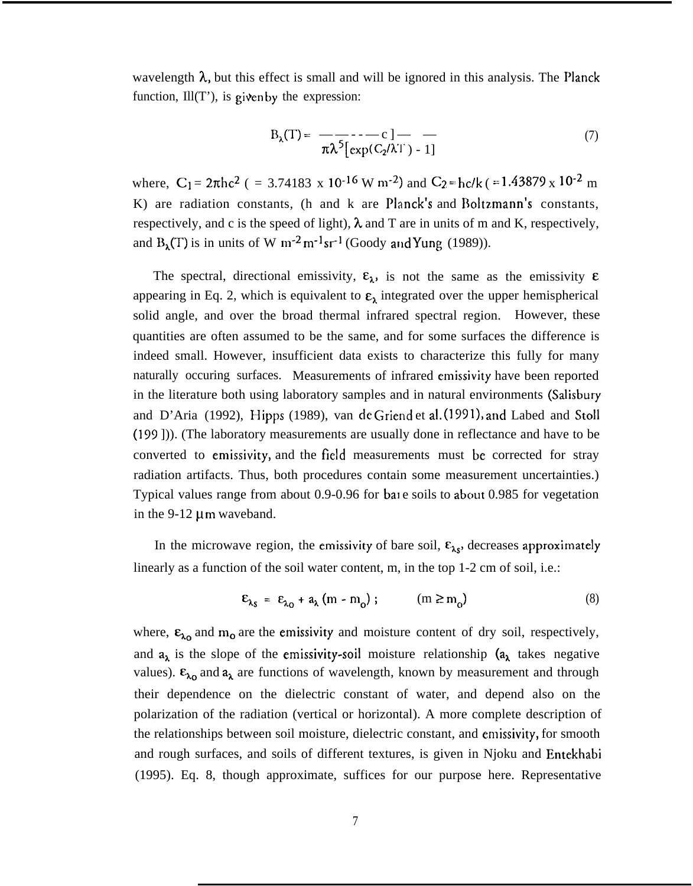wavelength $\lambda$, but this effect is small and will be ignored in this analysis. The Planck function, $B_\lambda(T')$, is given by the expression:

$$B_\lambda(T) = \frac{C_1}{\pi\lambda^5\left[\exp(C_2/\lambda T) - 1\right]} \tag{7}$$

where, $C_1 = 2\pi hc^2$ ( = 3.74183 x $10^{-16}$ W $m^{-2}$) and $C_2 = hc/k$ ( = 1.43879 x $10^{-2}$ m K) are radiation constants, (h and k are Planck's and Boltzmann's constants, respectively, and c is the speed of light), $\lambda$ and T are in units of m and K, respectively, and $B_\lambda(T)$ is in units of W $m^{-2}$ $m^{-1}$ $sr^{-1}$ (Goody and Yung (1989)).

The spectral, directional emissivity, $\varepsilon_\lambda$, is not the same as the emissivity $\varepsilon$ appearing in Eq. 2, which is equivalent to $\varepsilon_\lambda$ integrated over the upper hemispherical solid angle, and over the broad thermal infrared spectral region. However, these quantities are often assumed to be the same, and for some surfaces the difference is indeed small. However, insufficient data exists to characterize this fully for many naturally occuring surfaces. Measurements of infrared emissivity have been reported in the literature both using laboratory samples and in natural environments (Salisbury and D'Aria (1992), Hipps (1989), van de Griend et al. (1991), and Labed and Stoll (199 ])). (The laboratory measurements are usually done in reflectance and have to be converted to emissivity, and the field measurements must be corrected for stray radiation artifacts. Thus, both procedures contain some measurement uncertainties.) Typical values range from about 0.9-0.96 for bare soils to about 0.985 for vegetation in the 9-12 $\mu$m waveband.

In the microwave region, the emissivity of bare soil, $\varepsilon_{\lambda s}$, decreases approximately linearly as a function of the soil water content, m, in the top 1-2 cm of soil, i.e.:

$$\varepsilon_{\lambda s} = \varepsilon_{\lambda o} + a_\lambda (m - m_o) \; ; \qquad (m \geq m_o) \tag{8}$$

where, $\varepsilon_{\lambda o}$ and $m_o$ are the emissivity and moisture content of dry soil, respectively, and $a_\lambda$ is the slope of the emissivity-soil moisture relationship ($a_\lambda$ takes negative values). $\varepsilon_{\lambda o}$ and $a_\lambda$ are functions of wavelength, known by measurement and through their dependence on the dielectric constant of water, and depend also on the polarization of the radiation (vertical or horizontal). A more complete description of the relationships between soil moisture, dielectric constant, and emissivity, for smooth and rough surfaces, and soils of different textures, is given in Njoku and Entekhabi (1995). Eq. 8, though approximate, suffices for our purpose here. Representative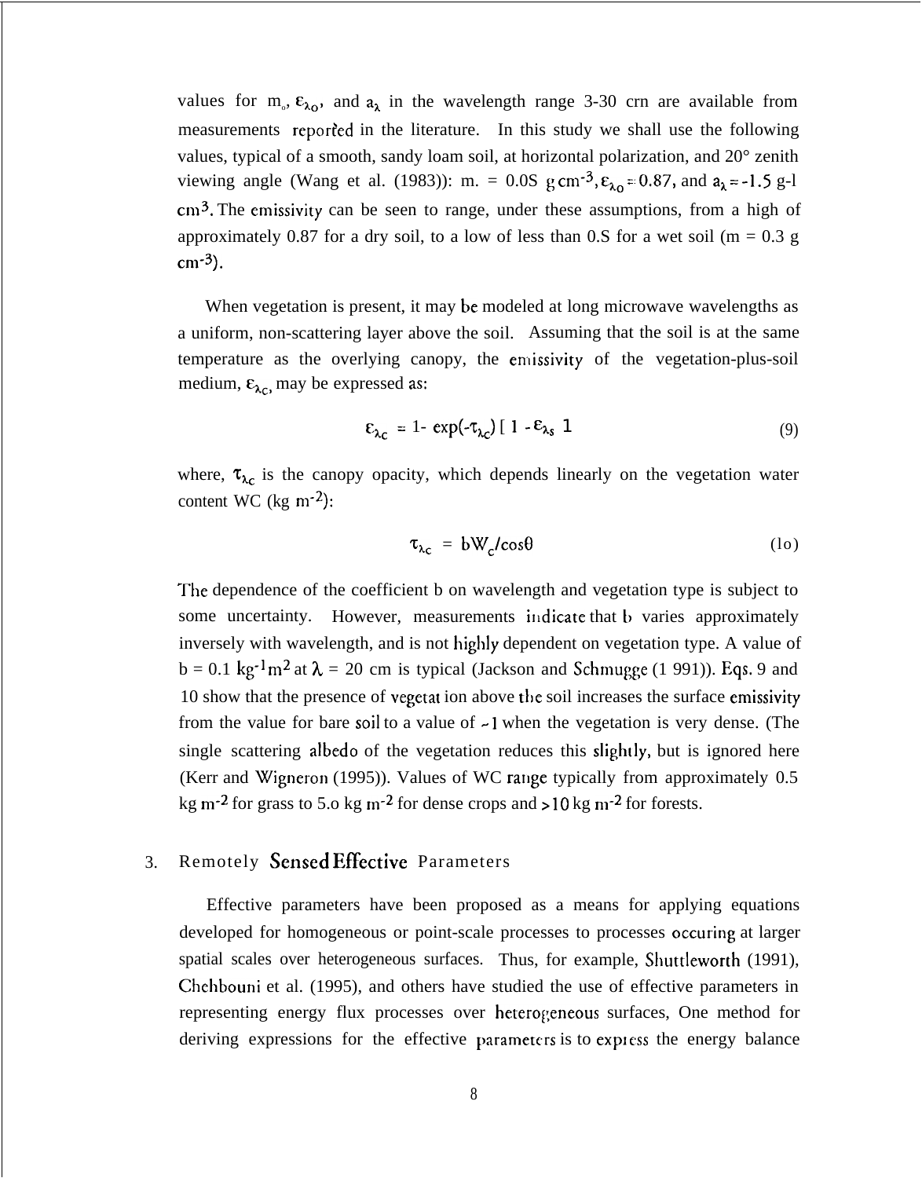values for $m_o$, $\varepsilon_{\lambda o}$, and $a_\lambda$ in the wavelength range 3-30 crn are available from measurements reported in the literature. In this study we shall use the following values, typical of a smooth, sandy loam soil, at horizontal polarization, and 20° zenith viewing angle (Wang et al. (1983)): m. = 0.0S g $cm^{-3}$, $\varepsilon_{\lambda o} = 0.87$, and $a_\lambda = -1.5$ g-l $cm^3$. The emissivity can be seen to range, under these assumptions, from a high of approximately 0.87 for a dry soil, to a low of less than 0.S for a wet soil (m = 0.3 g $cm^{-3}$).

When vegetation is present, it may be modeled at long microwave wavelengths as a uniform, non-scattering layer above the soil. Assuming that the soil is at the same temperature as the overlying canopy, the emissivity of the vegetation-plus-soil medium, $\varepsilon_{\lambda c}$, may be expressed as:

$$\varepsilon_{\lambda c} = 1 - \exp(-\tau_{\lambda c}) [ 1 - \varepsilon_{\lambda s} ] \tag{9}$$

where, $\tau_{\lambda c}$ is the canopy opacity, which depends linearly on the vegetation water content WC (kg $m^{-2}$):

$$\tau_{\lambda c} = bW_c/\cos\theta \tag{1o}$$

The dependence of the coefficient b on wavelength and vegetation type is subject to some uncertainty. However, measurements indicate that b varies approximately inversely with wavelength, and is not highly dependent on vegetation type. A value of b = 0.1 $kg^{-1}m^2$ at $\lambda$ = 20 cm is typical (Jackson and Schmugge (1 991)). Eqs. 9 and 10 show that the presence of vegetat ion above the soil increases the surface emissivity from the value for bare soil to a value of ~1 when the vegetation is very dense. (The single scattering albedo of the vegetation reduces this slightly, but is ignored here (Kerr and Wigneron (1995)). Values of WC range typically from approximately 0.5 kg $m^{-2}$ for grass to 5.o kg $m^{-2}$ for dense crops and >10 kg $m^{-2}$ for forests.

## 3. Remotely Sensed Effective Parameters

Effective parameters have been proposed as a means for applying equations developed for homogeneous or point-scale processes to processes occuring at larger spatial scales over heterogeneous surfaces. Thus, for example, Shuttleworth (1991), Chehbouni et al. (1995), and others have studied the use of effective parameters in representing energy flux processes over heterogeneous surfaces, One method for deriving expressions for the effective parameters is to express the energy balance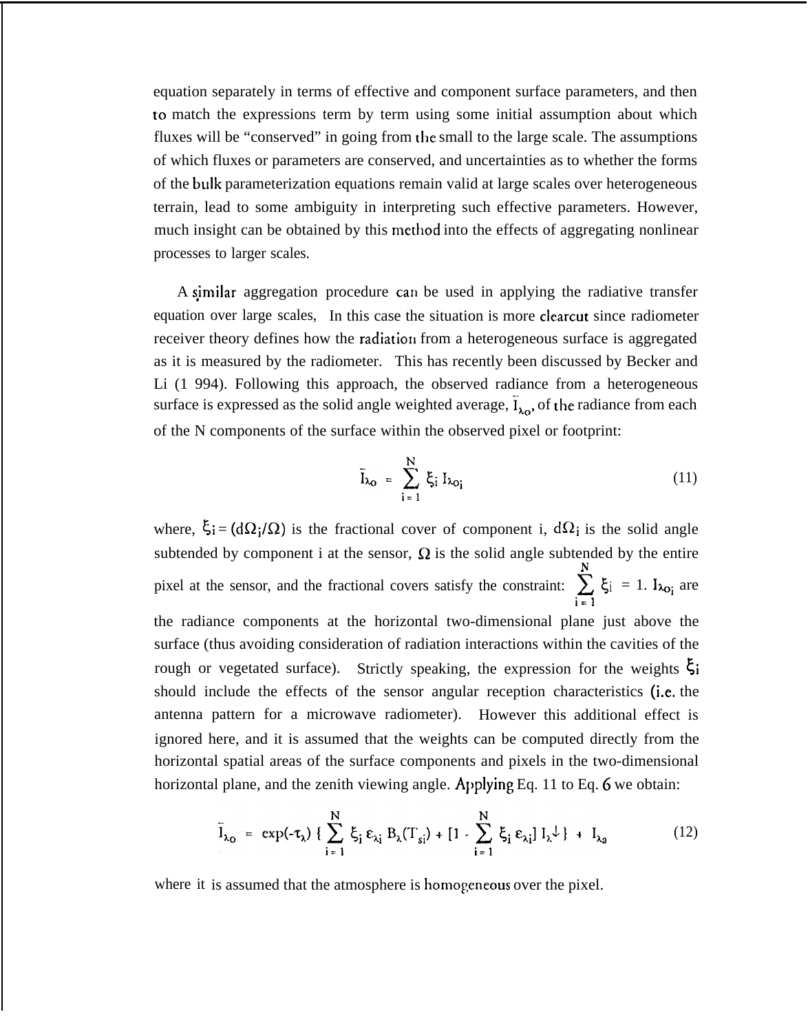equation separately in terms of effective and component surface parameters, and then to match the expressions term by term using some initial assumption about which fluxes will be "conserved" in going from the small to the large scale. The assumptions of which fluxes or parameters are conserved, and uncertainties as to whether the forms of the bulk parameterization equations remain valid at large scales over heterogeneous terrain, lead to some ambiguity in interpreting such effective parameters. However, much insight can be obtained by this method into the effects of aggregating nonlinear processes to larger scales.

A similar aggregation procedure can be used in applying the radiative transfer equation over large scales, In this case the situation is more clearcut since radiometer receiver theory defines how the radiation from a heterogeneous surface is aggregated as it is measured by the radiometer. This has recently been discussed by Becker and Li (1 994). Following this approach, the observed radiance from a heterogeneous surface is expressed as the solid angle weighted average, $\bar{I}_{\lambda o}$, of the radiance from each of the N components of the surface within the observed pixel or footprint:

$$\bar{I}_{\lambda o} = \sum_{i=1}^{N} \xi_i \, I_{\lambda o_i} \tag{11}$$

where, $\xi_i = (d\Omega_i/\Omega)$ is the fractional cover of component i, $d\Omega_i$ is the solid angle subtended by component i at the sensor, $\Omega$ is the solid angle subtended by the entire pixel at the sensor, and the fractional covers satisfy the constraint: $\sum_{i=1}^{N} \xi_i = 1$. $I_{\lambda o_i}$ are the radiance components at the horizontal two-dimensional plane just above the surface (thus avoiding consideration of radiation interactions within the cavities of the rough or vegetated surface). Strictly speaking, the expression for the weights $\xi_i$ should include the effects of the sensor angular reception characteristics (i.e. the antenna pattern for a microwave radiometer). However this additional effect is ignored here, and it is assumed that the weights can be computed directly from the horizontal spatial areas of the surface components and pixels in the two-dimensional horizontal plane, and the zenith viewing angle. Applying Eq. 11 to Eq. 6 we obtain:

$$\bar{I}_{\lambda o} = \exp(-\tau_\lambda) \left\{ \sum_{i=1}^{N} \xi_i \, \varepsilon_{\lambda i} \, B_\lambda(T_{si}) + \left[1 - \sum_{i=1}^{N} \xi_i \, \varepsilon_{\lambda i}\right] I_\lambda{\downarrow} \right\} + I_{\lambda a} \tag{12}$$

where it is assumed that the atmosphere is homogeneous over the pixel.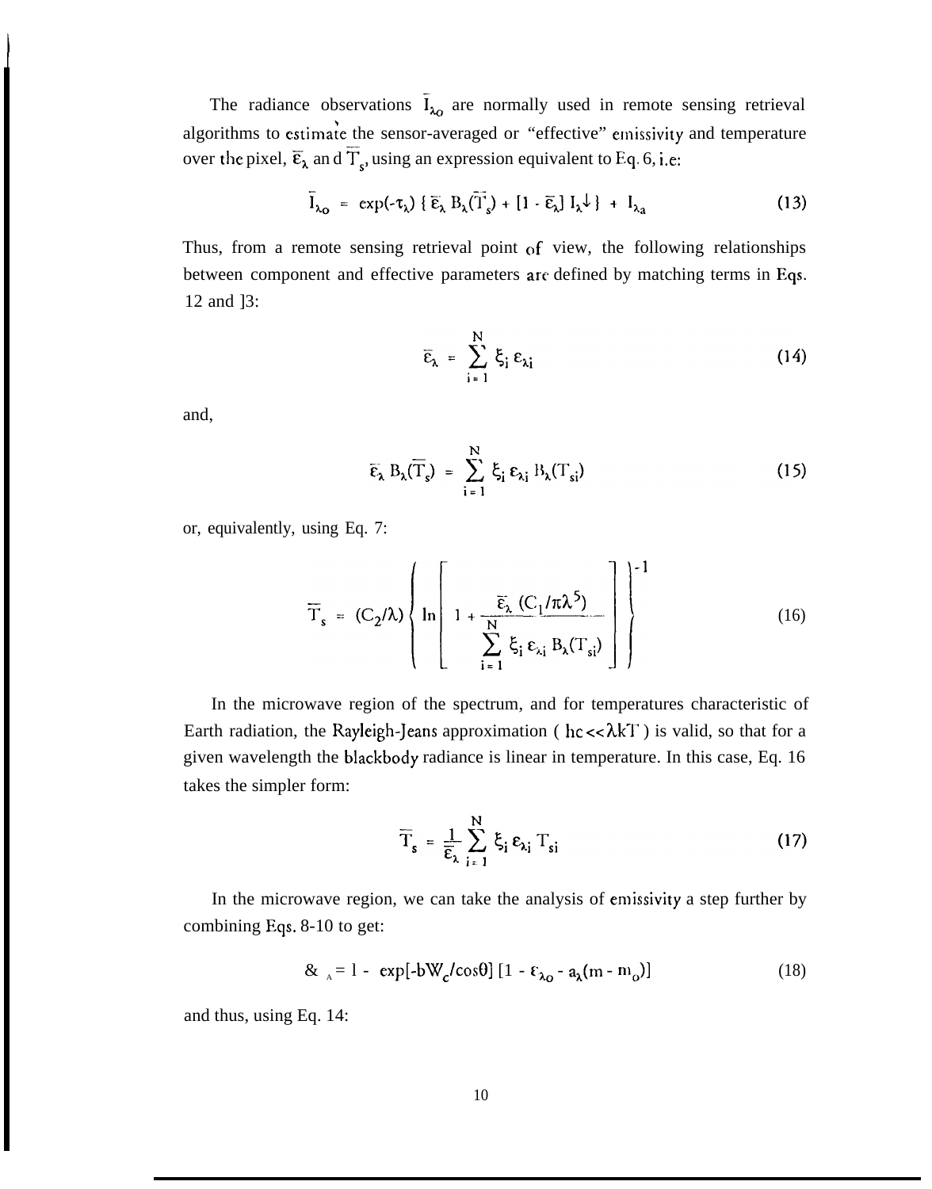The radiance observations $\bar{I}_{\lambda o}$ are normally used in remote sensing retrieval algorithms to estimate the sensor-averaged or "effective" emissivity and temperature over the pixel, $\bar{\varepsilon}_\lambda$ and $\bar{T}_s$, using an expression equivalent to Eq. 6, i.e:

$$\bar{I}_{\lambda o} = \exp(-\tau_\lambda) \{ \bar{\varepsilon}_\lambda B_\lambda(\bar{T}_s) + [1 - \bar{\varepsilon}_\lambda] I_\lambda{\downarrow} \} + I_{\lambda a} \tag{13}$$

Thus, from a remote sensing retrieval point of view, the following relationships between component and effective parameters are defined by matching terms in Eqs. 12 and ]3:

$$\bar{\varepsilon}_\lambda = \sum_{i=1}^{N} \xi_i \, \varepsilon_{\lambda i} \tag{14}$$

and,

$$\bar{\varepsilon}_\lambda B_\lambda(\bar{T}_s) = \sum_{i=1}^{N} \xi_i \, \varepsilon_{\lambda i} \, B_\lambda(T_{si}) \tag{15}$$

or, equivalently, using Eq. 7:

$$\bar{T}_s = (C_2/\lambda) \left\{ \ln \left[ 1 + \frac{\bar{\varepsilon}_\lambda \, (C_1/\pi\lambda^5)}{\sum_{i=1}^{N} \xi_i \, \varepsilon_{\lambda i} \, B_\lambda(T_{si})} \right] \right\}^{-1} \tag{16}$$

In the microwave region of the spectrum, and for temperatures characteristic of Earth radiation, the Rayleigh-Jeans approximation ( $hc << \lambda kT$ ) is valid, so that for a given wavelength the blackbody radiance is linear in temperature. In this case, Eq. 16 takes the simpler form:

$$\bar{T}_s = \frac{1}{\bar{\varepsilon}_\lambda} \sum_{i=1}^{N} \xi_i \, \varepsilon_{\lambda i} \, T_{si} \tag{17}$$

In the microwave region, we can take the analysis of emissivity a step further by combining Eqs. 8-10 to get:

$$\varepsilon_\lambda = 1 - \exp[-bW_c/\cos\theta] \, [1 - \varepsilon_{\lambda o} - a_\lambda(m - m_o)] \tag{18}$$

and thus, using Eq. 14: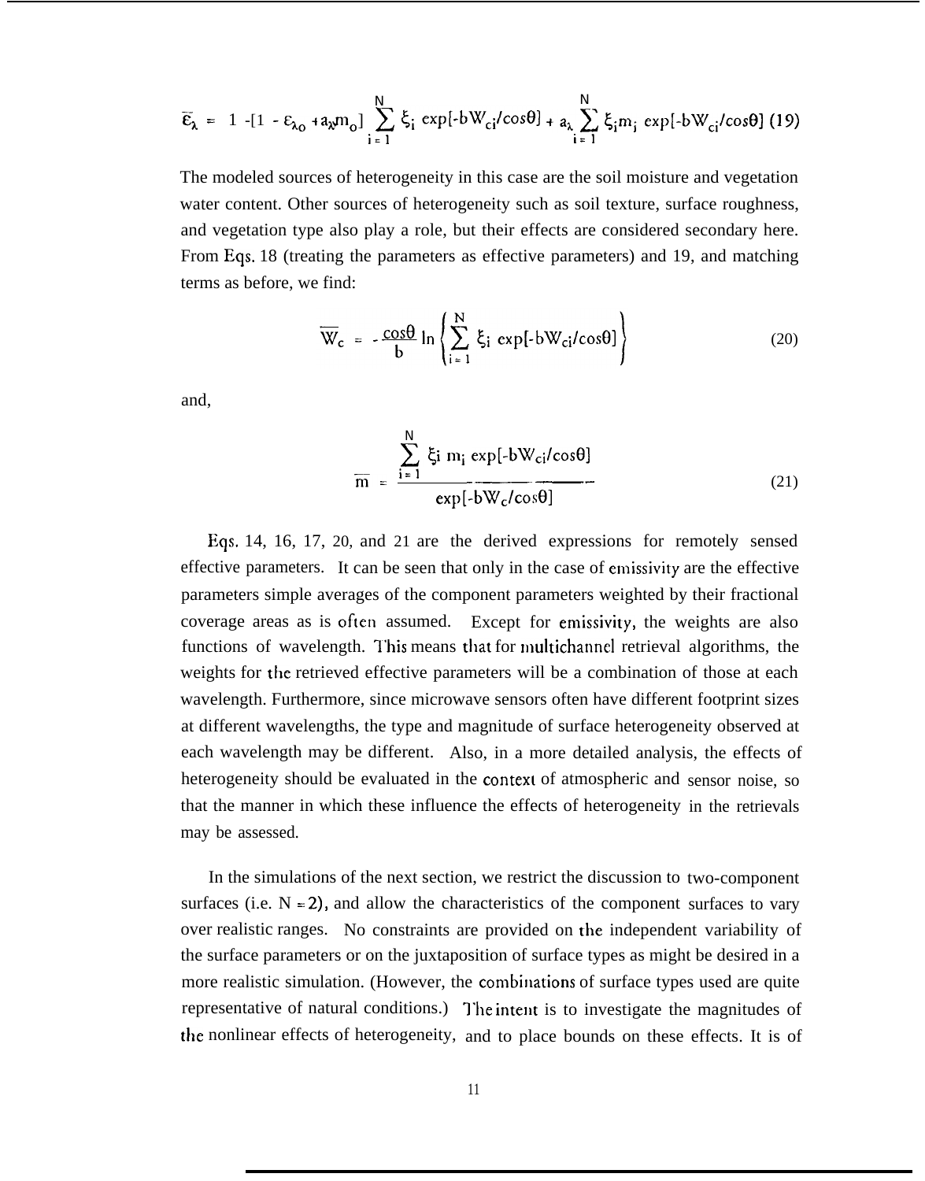$$\overline{\varepsilon}_\lambda = 1 - [1 - \varepsilon_{\lambda o} + a_\lambda m_o] \sum_{i=1}^{N} \xi_i \exp[-bW_{ci}/\cos\theta] + a_\lambda \sum_{i=1}^{N} \xi_i m_i \exp[-bW_{ci}/\cos\theta] \quad (19)$$

The modeled sources of heterogeneity in this case are the soil moisture and vegetation water content. Other sources of heterogeneity such as soil texture, surface roughness, and vegetation type also play a role, but their effects are considered secondary here. From Eqs. 18 (treating the parameters as effective parameters) and 19, and matching terms as before, we find:

$$\overline{W}_c = -\frac{\cos\theta}{b} \ln \left\{ \sum_{i=1}^{N} \xi_i \exp[-bW_{ci}/\cos\theta] \right\} \quad (20)$$

and,

$$\overline{m} = \frac{\sum_{i=1}^{N} \xi_i m_i \exp[-bW_{ci}/\cos\theta]}{\exp[-b\overline{W}_c/\cos\theta]} \quad (21)$$

Eqs. 14, 16, 17, 20, and 21 are the derived expressions for remotely sensed effective parameters. It can be seen that only in the case of emissivity are the effective parameters simple averages of the component parameters weighted by their fractional coverage areas as is often assumed. Except for emissivity, the weights are also functions of wavelength. This means that for multichannel retrieval algorithms, the weights for the retrieved effective parameters will be a combination of those at each wavelength. Furthermore, since microwave sensors often have different footprint sizes at different wavelengths, the type and magnitude of surface heterogeneity observed at each wavelength may be different. Also, in a more detailed analysis, the effects of heterogeneity should be evaluated in the context of atmospheric and sensor noise, so that the manner in which these influence the effects of heterogeneity in the retrievals may be assessed.

In the simulations of the next section, we restrict the discussion to two-component surfaces (i.e. $N = 2$), and allow the characteristics of the component surfaces to vary over realistic ranges. No constraints are provided on the independent variability of the surface parameters or on the juxtaposition of surface types as might be desired in a more realistic simulation. (However, the combinations of surface types used are quite representative of natural conditions.) The intent is to investigate the magnitudes of the nonlinear effects of heterogeneity, and to place bounds on these effects. It is of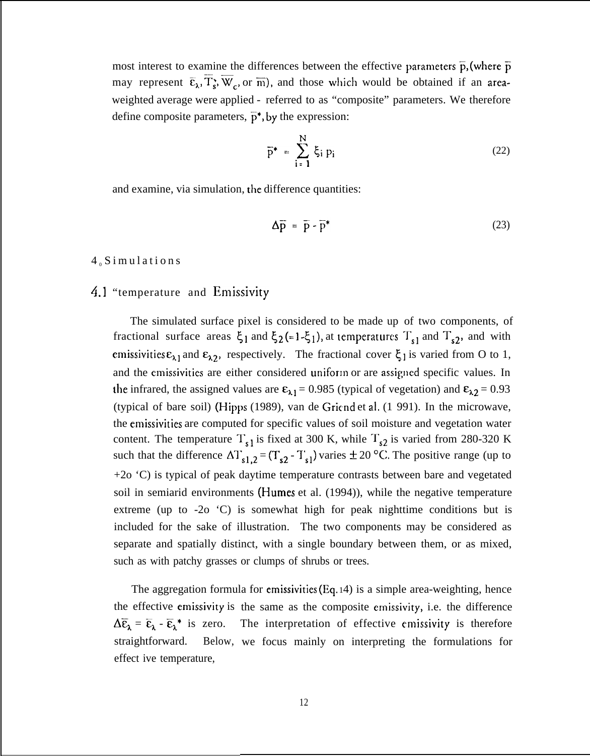most interest to examine the differences between the effective parameters $\bar{p}$, (where $\bar{p}$ may represent $\bar{\varepsilon}_\lambda$, $\bar{T}_s$, $\bar{W}_c$, or $\bar{m}$), and those which would be obtained if an area-weighted average were applied - referred to as "composite" parameters. We therefore define composite parameters, $\bar{p}^*$, by the expression:

$$\bar{p}^* = \sum_{i=1}^{N} \xi_i \, p_i \tag{22}$$

and examine, via simulation, the difference quantities:

$$\Delta\bar{p} = \bar{p} - \bar{p}^* \tag{23}$$

# 4. Simulations

## 4.1 Temperature and Emissivity

The simulated surface pixel is considered to be made up of two components, of fractional surface areas $\xi_1$ and $\xi_2 (= 1 - \xi_1)$, at temperatures $T_{s1}$ and $T_{s2}$, and with emissivities $\varepsilon_{\lambda 1}$ and $\varepsilon_{\lambda 2}$, respectively. The fractional cover $\xi_1$ is varied from 0 to 1, and the emissivities are either considered uniform or are assigned specific values. In the infrared, the assigned values are $\varepsilon_{\lambda 1} = 0.985$ (typical of vegetation) and $\varepsilon_{\lambda 2} = 0.93$ (typical of bare soil) (Hipps (1989), van de Griend et al. (1991). In the microwave, the emissivities are computed for specific values of soil moisture and vegetation water content. The temperature $T_{s1}$ is fixed at 300 K, while $T_{s2}$ is varied from 280-320 K such that the difference $\Delta T_{s1,2} = (T_{s2} - T_{s1})$ varies $\pm$ 20 °C. The positive range (up to +20 °C) is typical of peak daytime temperature contrasts between bare and vegetated soil in semiarid environments (Humes et al. (1994)), while the negative temperature extreme (up to -20 °C) is somewhat high for peak nighttime conditions but is included for the sake of illustration. The two components may be considered as separate and spatially distinct, with a single boundary between them, or as mixed, such as with patchy grasses or clumps of shrubs or trees.

The aggregation formula for emissivities (Eq. 14) is a simple area-weighting, hence the effective emissivity is the same as the composite emissivity, i.e. the difference $\Delta\bar{\varepsilon}_\lambda = \bar{\varepsilon}_\lambda - \bar{\varepsilon}_\lambda^*$ is zero. The interpretation of effective emissivity is therefore straightforward. Below, we focus mainly on interpreting the formulations for effective temperature,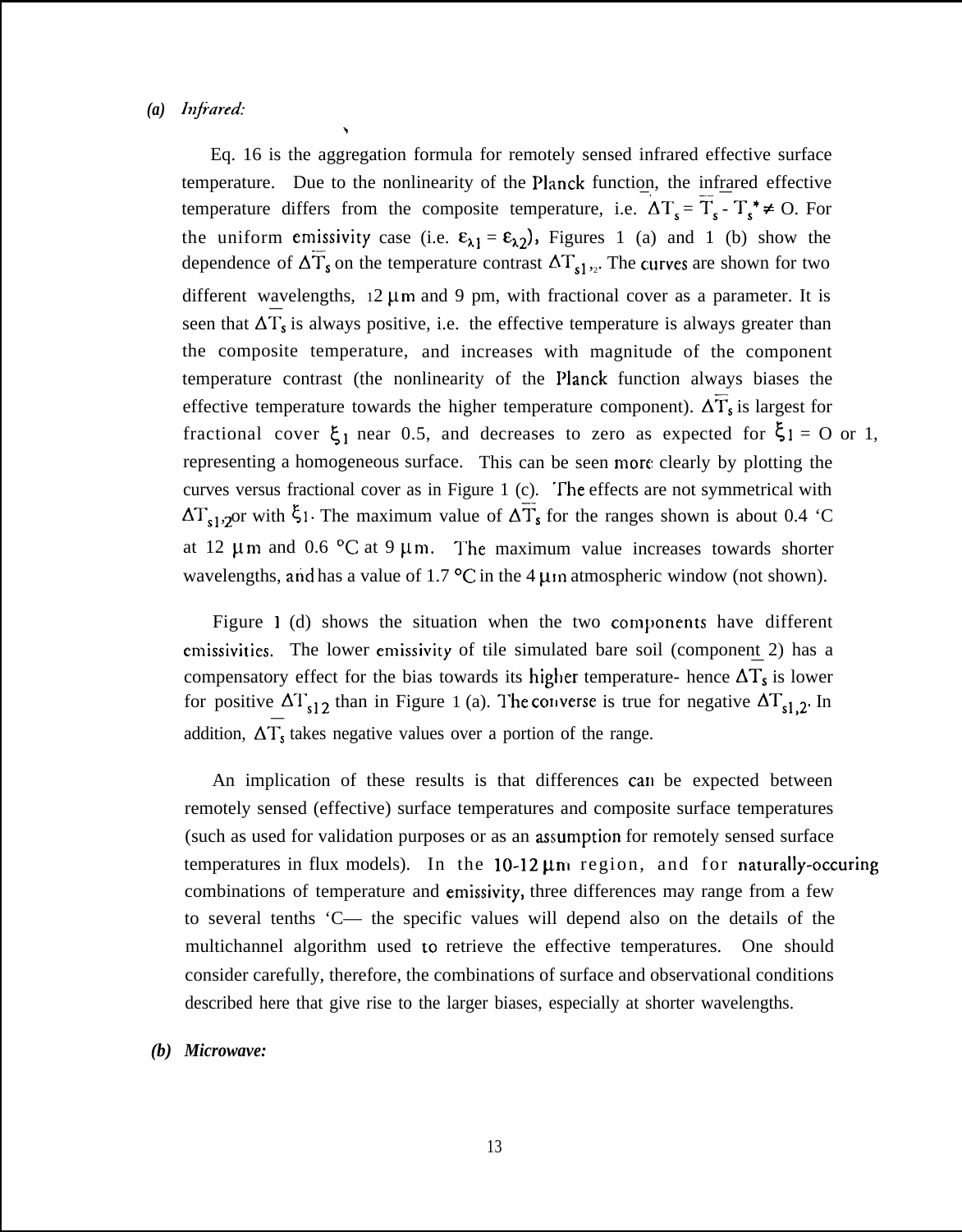*(a) Infrared:*

Eq. 16 is the aggregation formula for remotely sensed infrared effective surface temperature. Due to the nonlinearity of the Planck function, the infrared effective temperature differs from the composite temperature, i.e. $\Delta \overline{T}_s = \overline{T}_s - T_s^* \neq 0$. For the uniform emissivity case (i.e. $\varepsilon_{\lambda 1} = \varepsilon_{\lambda 2}$), Figures 1 (a) and 1 (b) show the dependence of $\Delta \overline{T}_s$ on the temperature contrast $\Delta T_{s1,2}$. The curves are shown for two different wavelengths, 12 μm and 9 μm, with fractional cover as a parameter. It is seen that $\Delta \overline{T}_s$ is always positive, i.e. the effective temperature is always greater than the composite temperature, and increases with magnitude of the component temperature contrast (the nonlinearity of the Planck function always biases the effective temperature towards the higher temperature component). $\Delta \overline{T}_s$ is largest for fractional cover $\xi_1$ near 0.5, and decreases to zero as expected for $\xi_1 = 0$ or 1, representing a homogeneous surface. This can be seen more clearly by plotting the curves versus fractional cover as in Figure 1 (c). The effects are not symmetrical with $\Delta T_{s1,2}$ or with $\xi_1$. The maximum value of $\Delta \overline{T}_s$ for the ranges shown is about 0.4 °C at 12 μm and 0.6 °C at 9 μm. The maximum value increases towards shorter wavelengths, and has a value of 1.7 °C in the 4 μm atmospheric window (not shown).

Figure 1 (d) shows the situation when the two components have different emissivities. The lower emissivity of tile simulated bare soil (component 2) has a compensatory effect for the bias towards its higher temperature- hence $\Delta \overline{T}_s$ is lower for positive $\Delta T_{s12}$ than in Figure 1 (a). The converse is true for negative $\Delta T_{s1,2}$. In addition, $\Delta \overline{T}_s$ takes negative values over a portion of the range.

An implication of these results is that differences can be expected between remotely sensed (effective) surface temperatures and composite surface temperatures (such as used for validation purposes or as an assumption for remotely sensed surface temperatures in flux models). In the 10-12 μm region, and for naturally-occuring combinations of temperature and emissivity, three differences may range from a few to several tenths °C— the specific values will depend also on the details of the multichannel algorithm used to retrieve the effective temperatures. One should consider carefully, therefore, the combinations of surface and observational conditions described here that give rise to the larger biases, especially at shorter wavelengths.

***(b) Microwave:***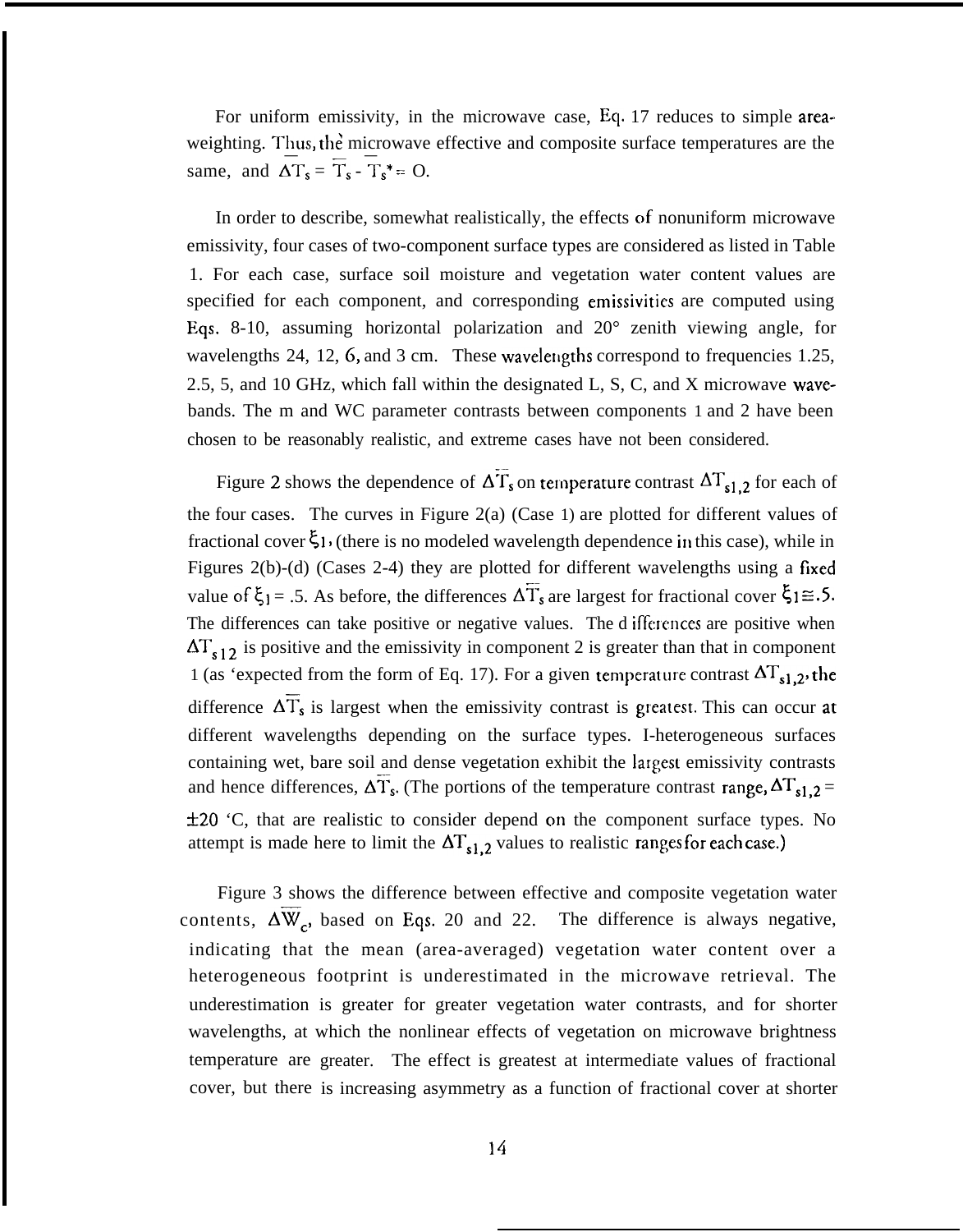For uniform emissivity, in the microwave case, Eq. 17 reduces to simple area-weighting. Thus, the microwave effective and composite surface temperatures are the same, and $\Delta \overline{T}_s = \overline{T}_s - \overline{T}_s^* = 0$.

In order to describe, somewhat realistically, the effects of nonuniform microwave emissivity, four cases of two-component surface types are considered as listed in Table 1. For each case, surface soil moisture and vegetation water content values are specified for each component, and corresponding emissivities are computed using Eqs. 8-10, assuming horizontal polarization and 20° zenith viewing angle, for wavelengths 24, 12, 6, and 3 cm. These wavelengths correspond to frequencies 1.25, 2.5, 5, and 10 GHz, which fall within the designated L, S, C, and X microwave wave-bands. The m and WC parameter contrasts between components 1 and 2 have been chosen to be reasonably realistic, and extreme cases have not been considered.

Figure 2 shows the dependence of $\Delta \overline{T}_s$ on temperature contrast $\Delta T_{s1,2}$ for each of the four cases. The curves in Figure 2(a) (Case 1) are plotted for different values of fractional cover $\xi_1$, (there is no modeled wavelength dependence in this case), while in Figures 2(b)-(d) (Cases 2-4) they are plotted for different wavelengths using a fixed value of $\xi_1 = .5$. As before, the differences $\Delta \overline{T}_s$ are largest for fractional cover $\xi_1 \cong .5$. The differences can take positive or negative values. The differences are positive when $\Delta T_{s12}$ is positive and the emissivity in component 2 is greater than that in component 1 (as expected from the form of Eq. 17). For a given temperature contrast $\Delta T_{s1,2}$, the difference $\Delta \overline{T}_s$ is largest when the emissivity contrast is greatest. This can occur at different wavelengths depending on the surface types. Heterogeneous surfaces containing wet, bare soil and dense vegetation exhibit the largest emissivity contrasts and hence differences, $\Delta \overline{T}_s$. (The portions of the temperature contrast range, $\Delta T_{s1,2} = \pm 20$ °C, that are realistic to consider depend on the component surface types. No attempt is made here to limit the $\Delta T_{s1,2}$ values to realistic ranges for each case.)

Figure 3 shows the difference between effective and composite vegetation water contents, $\Delta \overline{W}_c$, based on Eqs. 20 and 22. The difference is always negative, indicating that the mean (area-averaged) vegetation water content over a heterogeneous footprint is underestimated in the microwave retrieval. The underestimation is greater for greater vegetation water contrasts, and for shorter wavelengths, at which the nonlinear effects of vegetation on microwave brightness temperature are greater. The effect is greatest at intermediate values of fractional cover, but there is increasing asymmetry as a function of fractional cover at shorter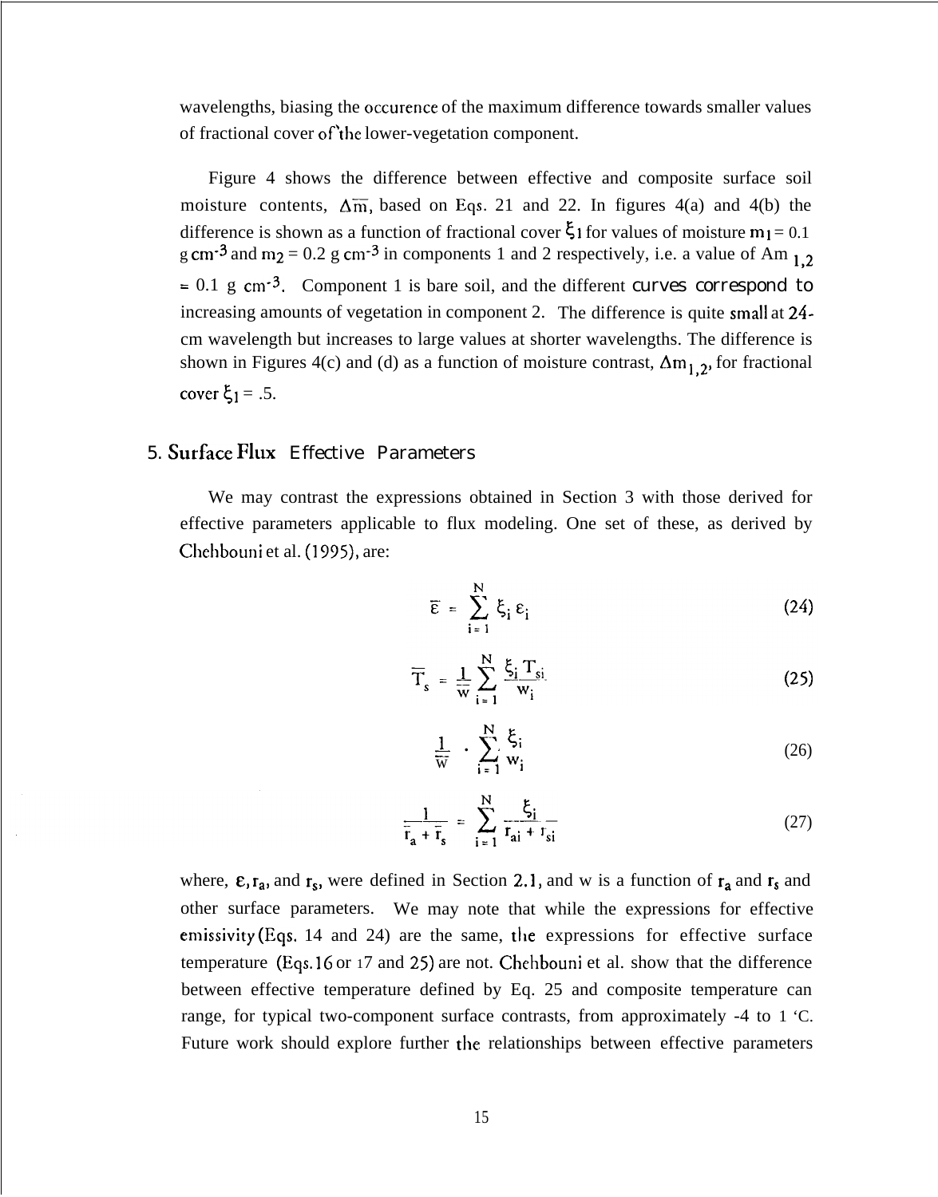wavelengths, biasing the occurence of the maximum difference towards smaller values of fractional cover of the lower-vegetation component.

Figure 4 shows the difference between effective and composite surface soil moisture contents, $\Delta\overline{m}$, based on Eqs. 21 and 22. In figures 4(a) and 4(b) the difference is shown as a function of fractional cover $\xi_1$ for values of moisture $m_1 = 0.1$ g cm$^{-3}$ and $m_2 = 0.2$ g cm$^{-3}$ in components 1 and 2 respectively, i.e. a value of $\Delta m_{1,2} = 0.1$ g cm$^{-3}$. Component 1 is bare soil, and the different curves correspond to increasing amounts of vegetation in component 2. The difference is quite small at 24-cm wavelength but increases to large values at shorter wavelengths. The difference is shown in Figures 4(c) and (d) as a function of moisture contrast, $\Delta m_{1,2}$, for fractional cover $\xi_1 = .5$.

## 5. Surface Flux Effective Parameters

We may contrast the expressions obtained in Section 3 with those derived for effective parameters applicable to flux modeling. One set of these, as derived by Chehbouni et al. (1995), are:

$$\overline{\varepsilon} = \sum_{i=1}^{N} \xi_i \, \varepsilon_i \tag{24}$$

$$\overline{T}_s = \frac{1}{\overline{w}} \sum_{i=1}^{N} \frac{\xi_i \, T_{si}}{w_i} \tag{25}$$

$$\frac{1}{\overline{w}} = \sum_{i=1}^{N} \frac{\xi_i}{w_i} \tag{26}$$

$$\frac{1}{\overline{r}_a + \overline{r}_s} = \sum_{i=1}^{N} \frac{\xi_i}{r_{ai} + r_{si}} \tag{27}$$

where, $\varepsilon$, $r_a$, and $r_s$, were defined in Section 2.1, and w is a function of $r_a$ and $r_s$ and other surface parameters. We may note that while the expressions for effective emissivity (Eqs. 14 and 24) are the same, the expressions for effective surface temperature (Eqs. 16 or 17 and 25) are not. Chehbouni et al. show that the difference between effective temperature defined by Eq. 25 and composite temperature can range, for typical two-component surface contrasts, from approximately -4 to 1 °C. Future work should explore further the relationships between effective parameters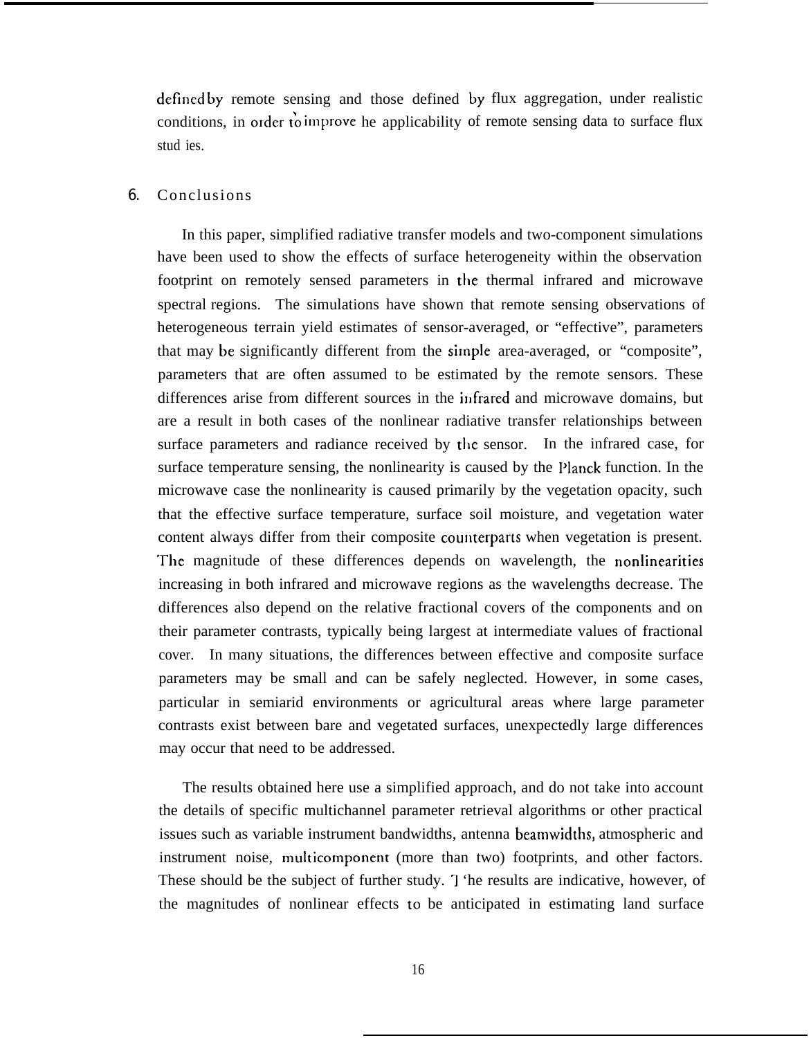defined by remote sensing and those defined by flux aggregation, under realistic conditions, in order to improve he applicability of remote sensing data to surface flux stud ies.

## 6. Conclusions

In this paper, simplified radiative transfer models and two-component simulations have been used to show the effects of surface heterogeneity within the observation footprint on remotely sensed parameters in the thermal infrared and microwave spectral regions. The simulations have shown that remote sensing observations of heterogeneous terrain yield estimates of sensor-averaged, or "effective", parameters that may be significantly different from the simple area-averaged, or "composite", parameters that are often assumed to be estimated by the remote sensors. These differences arise from different sources in the infrared and microwave domains, but are a result in both cases of the nonlinear radiative transfer relationships between surface parameters and radiance received by the sensor. In the infrared case, for surface temperature sensing, the nonlinearity is caused by the Planck function. In the microwave case the nonlinearity is caused primarily by the vegetation opacity, such that the effective surface temperature, surface soil moisture, and vegetation water content always differ from their composite counterparts when vegetation is present. The magnitude of these differences depends on wavelength, the nonlinearities increasing in both infrared and microwave regions as the wavelengths decrease. The differences also depend on the relative fractional covers of the components and on their parameter contrasts, typically being largest at intermediate values of fractional cover. In many situations, the differences between effective and composite surface parameters may be small and can be safely neglected. However, in some cases, particular in semiarid environments or agricultural areas where large parameter contrasts exist between bare and vegetated surfaces, unexpectedly large differences may occur that need to be addressed.

The results obtained here use a simplified approach, and do not take into account the details of specific multichannel parameter retrieval algorithms or other practical issues such as variable instrument bandwidths, antenna beamwidths, atmospheric and instrument noise, multicomponent (more than two) footprints, and other factors. These should be the subject of further study. The results are indicative, however, of the magnitudes of nonlinear effects to be anticipated in estimating land surface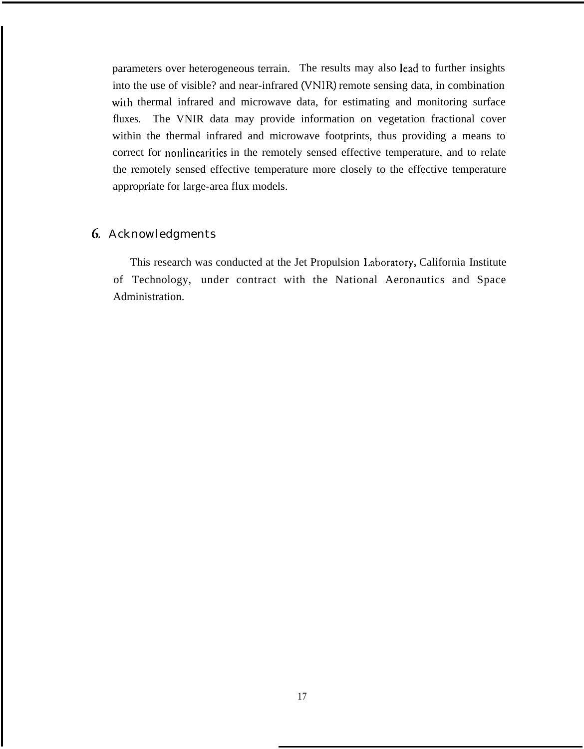parameters over heterogeneous terrain. The results may also lead to further insights into the use of visible? and near-infrared (VNIR) remote sensing data, in combination with thermal infrared and microwave data, for estimating and monitoring surface fluxes. The VNIR data may provide information on vegetation fractional cover within the thermal infrared and microwave footprints, thus providing a means to correct for nonlinearities in the remotely sensed effective temperature, and to relate the remotely sensed effective temperature more closely to the effective temperature appropriate for large-area flux models.

## 6. Acknowledgments

This research was conducted at the Jet Propulsion Laboratory, California Institute of Technology, under contract with the National Aeronautics and Space Administration.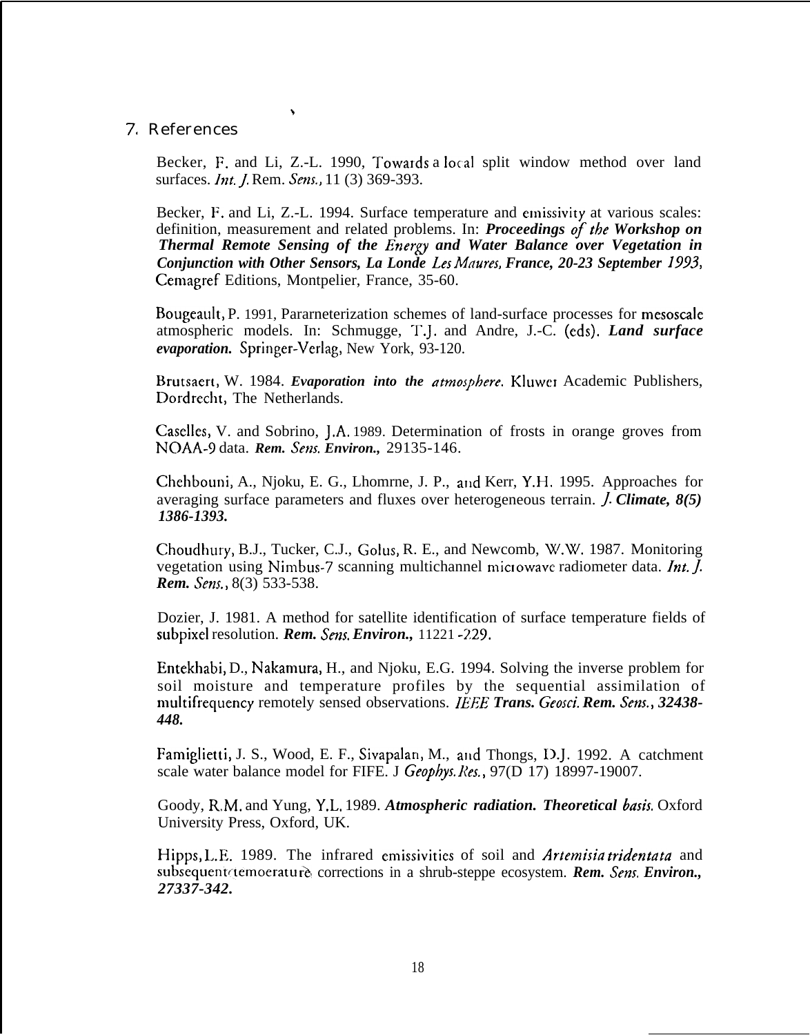## 7. References

Becker, F. and Li, Z.-L. 1990, Towards a local split window method over land surfaces. *Int. J.* Rem. *Sens.,* 11 (3) 369-393.

Becker, F. and Li, Z.-L. 1994. Surface temperature and emissivity at various scales: definition, measurement and related problems. In: ***Proceedings of the Workshop on Thermal Remote Sensing of the Energy and Water Balance over Vegetation in Conjunction with Other Sensors, La Londe Les Maures, France, 20-23 September 1993***, Cemagref Editions, Montpelier, France, 35-60.

Bougeault, P. 1991, Pararneterization schemes of land-surface processes for mesoscale atmospheric models. In: Schmugge, T.J. and Andre, J.-C. (eds). ***Land surface evaporation.*** Springer-Verlag, New York, 93-120.

Brutsaert, W. 1984. ***Evaporation into the atmosphere.*** Kluwer Academic Publishers, Dordrecht, The Netherlands.

Caselles, V. and Sobrino, J.A. 1989. Determination of frosts in orange groves from NOAA-9 data. ***Rem. Sens. Environ.,*** 29135-146.

Chehbouni, A., Njoku, E. G., Lhomrne, J. P., and Kerr, Y.H. 1995. Approaches for averaging surface parameters and fluxes over heterogeneous terrain. ***J. Climate, 8(5) 1386-1393.***

Choudhury, B.J., Tucker, C.J., Golus, R. E., and Newcomb, W.W. 1987. Monitoring vegetation using Nimbus-7 scanning multichannel microwave radiometer data. ***Int. J. Rem. Sens.***, 8(3) 533-538.

Dozier, J. 1981. A method for satellite identification of surface temperature fields of subpixel resolution. ***Rem. Sens. Environ.,*** 11221 *-229.*

Entekhabi, D., Nakamura, H., and Njoku, E.G. 1994. Solving the inverse problem for soil moisture and temperature profiles by the sequential assimilation of multifrequency remotely sensed observations. ***IEEE Trans. Geosci. Rem. Sens., 32438-448.***

Famiglietti, J. S., Wood, E. F., Sivapalan, M., and Thongs, D.J. 1992. A catchment scale water balance model for FIFE. J *Geophys. Res.*, 97(D 17) 18997-19007.

Goody, R.M. and Yung, Y.L. 1989. ***Atmospheric radiation. Theoretical basis.*** Oxford University Press, Oxford, UK.

Hipps, L.E. 1989. The infrared emissivities of soil and *Artemisia tridentata* and subsequent temoerature corrections in a shrub-steppe ecosystem. ***Rem. Sens. Environ., 27337-342.***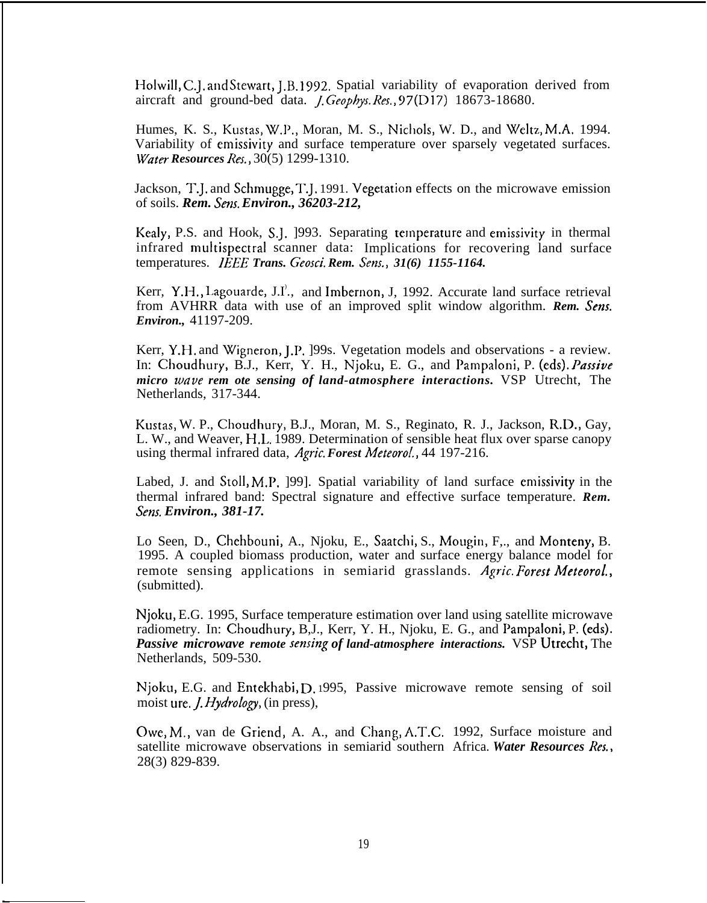Holwill, C.J. and Stewart, J.B. 1992. Spatial variability of evaporation derived from aircraft and ground-bed data. *J. Geophys. Res.*, 97(D17) 18673-18680.

Humes, K. S., Kustas, W.P., Moran, M. S., Nichols, W. D., and Weltz, M.A. 1994. Variability of emissivity and surface temperature over sparsely vegetated surfaces. ***Water Resources Res.***, 30(5) 1299-1310.

Jackson, T.J. and Schmugge, T.J. 1991. Vegetation effects on the microwave emission of soils. ***Rem. Sens. Environ., 36203-212,***

Kealy, P.S. and Hook, S.J. ]993. Separating temperature and emissivity in thermal infrared multispectral scanner data: Implications for recovering land surface temperatures. ***IEEE Trans. Geosci. Rem. Sens., 31(6) 1155-1164.***

Kerr, Y.H., Lagouarde, J.P., and Imbernon, J, 1992. Accurate land surface retrieval from AVHRR data with use of an improved split window algorithm. ***Rem. Sens. Environ.,*** 41197-209.

Kerr, Y.H. and Wigneron, J.P. ]99s. Vegetation models and observations - a review. In: Choudhury, B.J., Kerr, Y. H., Njoku, E. G., and Pampaloni, P. (eds). ***Passive micro wave rem ote sensing of land-atmosphere interactions.*** VSP Utrecht, The Netherlands, 317-344.

Kustas, W. P., Choudhury, B.J., Moran, M. S., Reginato, R. J., Jackson, R.D., Gay, L. W., and Weaver, H.L. 1989. Determination of sensible heat flux over sparse canopy using thermal infrared data, ***Agric. Forest Meteorol.***, 44 197-216.

Labed, J. and Stoll, M.P. ]99]. Spatial variability of land surface emissivity in the thermal infrared band: Spectral signature and effective surface temperature. ***Rem. Sens. Environ., 381-17.***

Lo Seen, D., Chehbouni, A., Njoku, E., Saatchi, S., Mougin, F,., and Monteny, B. 1995. A coupled biomass production, water and surface energy balance model for remote sensing applications in semiarid grasslands. ***Agric. Forest Meteorol.***, (submitted).

Njoku, E.G. 1995, Surface temperature estimation over land using satellite microwave radiometry. In: Choudhury, B,J., Kerr, Y. H., Njoku, E. G., and Pampaloni, P. (eds). ***Passive microwave remote sensing of land-atmosphere interactions.*** VSP Utrecht, The Netherlands, 509-530.

Njoku, E.G. and Entekhabi, D. 1995, Passive microwave remote sensing of soil moist ure. *J. Hydrology*, (in press),

Owe, M., van de Griend, A. A., and Chang, A.T.C. 1992, Surface moisture and satellite microwave observations in semiarid southern Africa. ***Water Resources Res.***, 28(3) 829-839.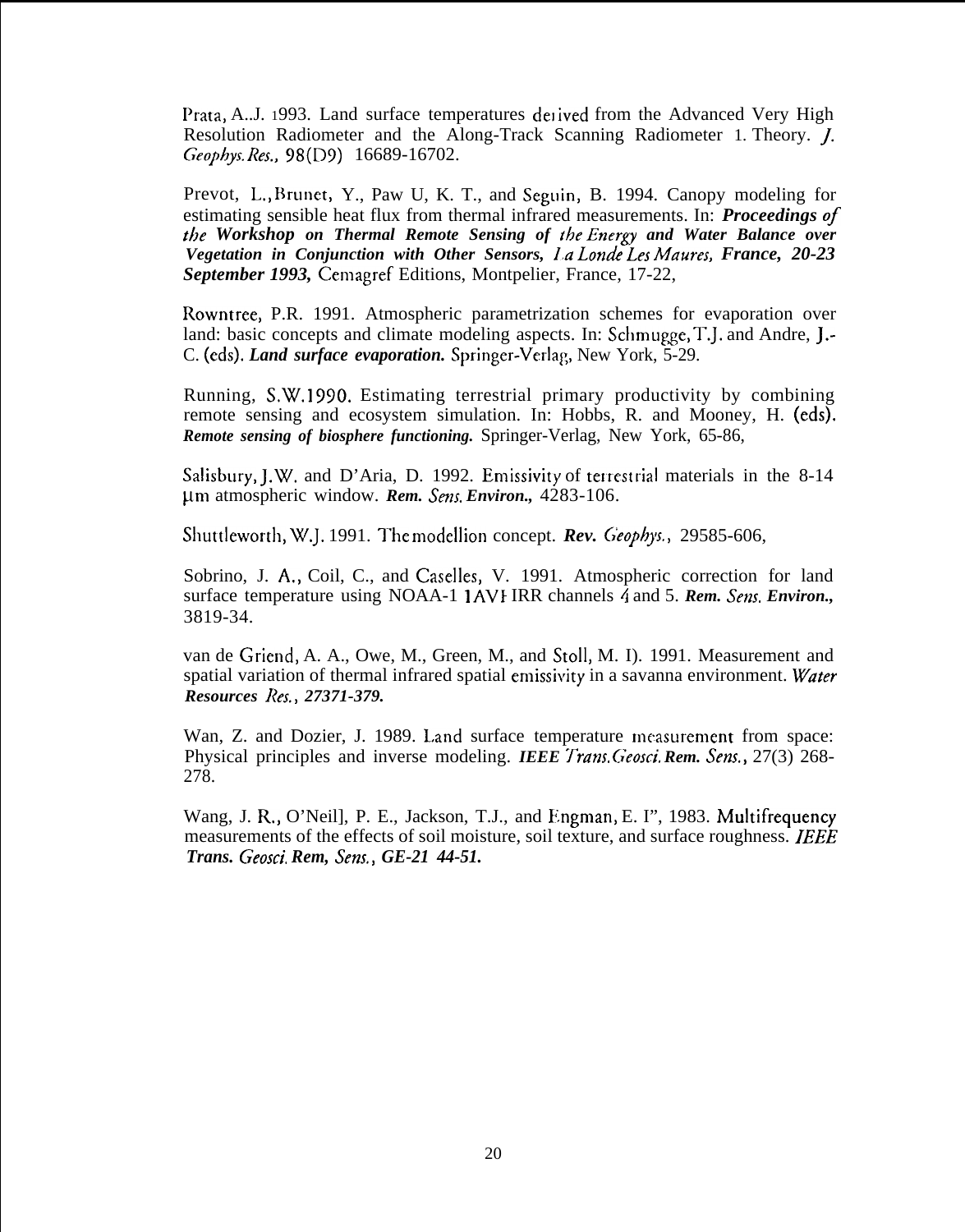Prata, A..J. 1993. Land surface temperatures derived from the Advanced Very High Resolution Radiometer and the Along-Track Scanning Radiometer 1. Theory. *J. Geophys. Res.,* 98(D9) 16689-16702.

Prevot, L., Brunet, Y., Paw U, K. T., and Seguin, B. 1994. Canopy modeling for estimating sensible heat flux from thermal infrared measurements. In: ***Proceedings of the Workshop on Thermal Remote Sensing of the Energy and Water Balance over Vegetation in Conjunction with Other Sensors, La Londe Les Maures, France, 20-23 September 1993,*** Cemagref Editions, Montpelier, France, 17-22,

Rowntree, P.R. 1991. Atmospheric parametrization schemes for evaporation over land: basic concepts and climate modeling aspects. In: Schmugge, T.J. and Andre, J.-C. (eds). ***Land surface evaporation.*** Springer-Verlag, New York, 5-29.

Running, S.W.1990. Estimating terrestrial primary productivity by combining remote sensing and ecosystem simulation. In: Hobbs, R. and Mooney, H. (eds). ***Remote sensing of biosphere functioning.*** Springer-Verlag, New York, 65-86,

Salisbury, J.W. and D'Aria, D. 1992. Emissivity of terrestrial materials in the 8-14 µm atmospheric window. ***Rem. Sens. Environ.,*** 4283-106.

Shuttleworth, W.J. 1991. The modellion concept. ***Rev. Geophys.***, 29585-606,

Sobrino, J. A., Coil, C., and Caselles, V. 1991. Atmospheric correction for land surface temperature using NOAA-1 1AVI IRR channels 4 and 5. ***Rem. Sens. Environ.,*** 3819-34.

van de Griend, A. A., Owe, M., Green, M., and Stoll, M. I). 1991. Measurement and spatial variation of thermal infrared spatial emissivity in a savanna environment. ***Water Resources Res., 27371-379.***

Wan, Z. and Dozier, J. 1989. Land surface temperature measurement from space: Physical principles and inverse modeling. ***IEEE Trans. Geosci. Rem. Sens.***, 27(3) 268-278.

Wang, J. R., O'Neil], P. E., Jackson, T.J., and Engman, E. I", 1983. Multifrequency measurements of the effects of soil moisture, soil texture, and surface roughness. ***IEEE Trans. Geosci. Rem, Sens., GE-21 44-51.***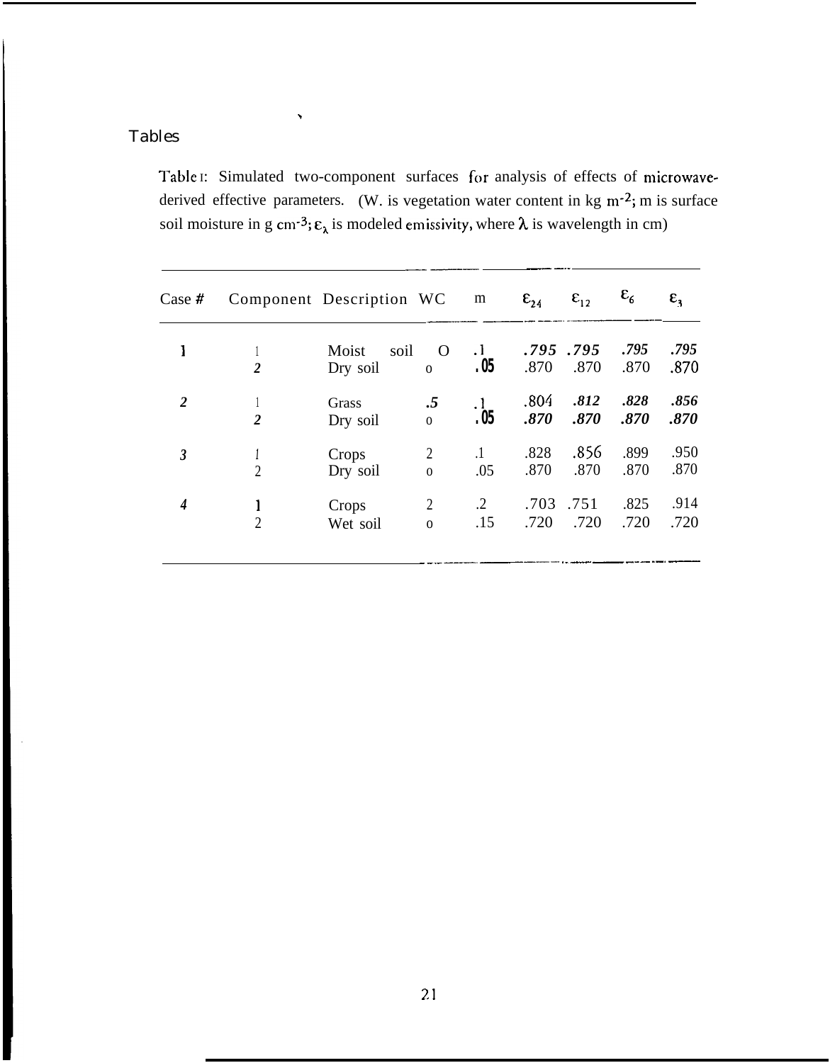# Tables

Table I: Simulated two-component surfaces for analysis of effects of microwave-derived effective parameters. (W. is vegetation water content in kg $m^{-2}$; m is surface soil moisture in g $cm^{-3}$; $\varepsilon_\lambda$ is modeled emissivity, where $\lambda$ is wavelength in cm)

| Case # | Component | Description | WC | m | $\varepsilon_{24}$ | $\varepsilon_{12}$ | $\varepsilon_6$ | $\varepsilon_3$ |
|---|---|---|---|---|---|---|---|---|
| 1 | 1 | Moist soil | O | .1 | .795 | .795 | .795 | .795 |
| | 2 | Dry soil | o | .05 | .870 | .870 | .870 | .870 |
| 2 | 1 | Grass | .5 | .1 | .804 | .812 | .828 | .856 |
| | 2 | Dry soil | o | .05 | .870 | .870 | .870 | .870 |
| 3 | 1 | Crops | 2 | .1 | .828 | .856 | .899 | .950 |
| | 2 | Dry soil | o | .05 | .870 | .870 | .870 | .870 |
| 4 | 1 | Crops | 2 | .2 | .703 | .751 | .825 | .914 |
| | 2 | Wet soil | o | .15 | .720 | .720 | .720 | .720 |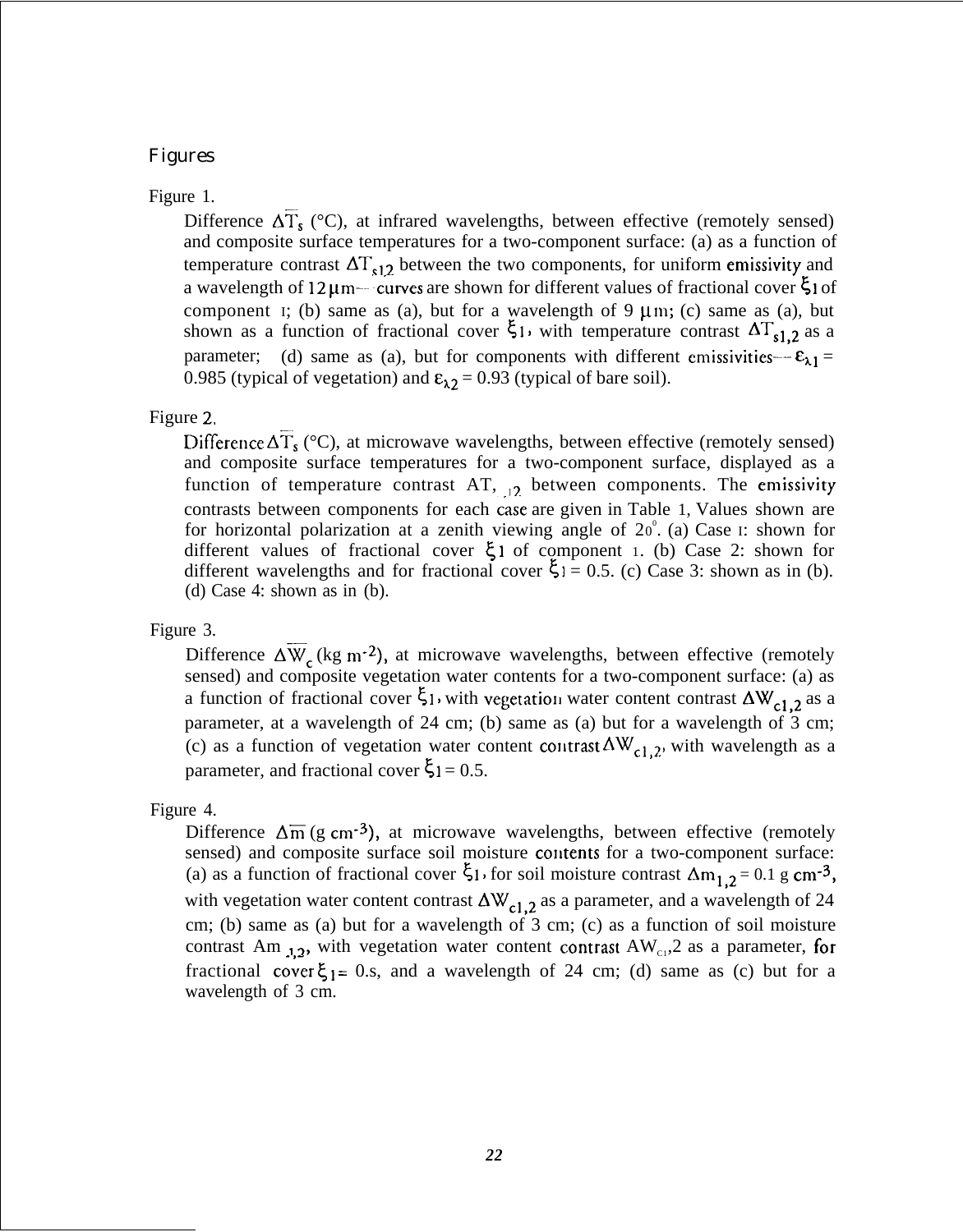## Figures

Figure 1.

Difference $\Delta\overline{T}_s$ (°C), at infrared wavelengths, between effective (remotely sensed) and composite surface temperatures for a two-component surface: (a) as a function of temperature contrast $\Delta T_{s1,2}$ between the two components, for uniform emissivity and a wavelength of 12 $\mu$m—curves are shown for different values of fractional cover $\xi_1$ of component 1; (b) same as (a), but for a wavelength of 9 $\mu$m; (c) same as (a), but shown as a function of fractional cover $\xi_1$, with temperature contrast $\Delta T_{s1,2}$ as a parameter; (d) same as (a), but for components with different emissivities—$\varepsilon_{\lambda 1}$ = 0.985 (typical of vegetation) and $\varepsilon_{\lambda 2}$ = 0.93 (typical of bare soil).

Figure 2.

Difference $\Delta\overline{T}_s$ (°C), at microwave wavelengths, between effective (remotely sensed) and composite surface temperatures for a two-component surface, displayed as a function of temperature contrast $\Delta T_{s1,2}$ between components. The emissivity contrasts between components for each case are given in Table 1, Values shown are for horizontal polarization at a zenith viewing angle of 20°. (a) Case 1: shown for different values of fractional cover $\xi_1$ of component 1. (b) Case 2: shown for different wavelengths and for fractional cover $\xi_1$ = 0.5. (c) Case 3: shown as in (b). (d) Case 4: shown as in (b).

Figure 3.

Difference $\Delta\overline{W}_c$ (kg m$^{-2}$), at microwave wavelengths, between effective (remotely sensed) and composite vegetation water contents for a two-component surface: (a) as a function of fractional cover $\xi_1$, with vegetation water content contrast $\Delta W_{c1,2}$ as a parameter, at a wavelength of 24 cm; (b) same as (a) but for a wavelength of 3 cm; (c) as a function of vegetation water content contrast $\Delta W_{c1,2}$, with wavelength as a parameter, and fractional cover $\xi_1$ = 0.5.

Figure 4.

Difference $\Delta\overline{m}$ (g cm$^{-3}$), at microwave wavelengths, between effective (remotely sensed) and composite surface soil moisture contents for a two-component surface: (a) as a function of fractional cover $\xi_1$, for soil moisture contrast $\Delta m_{1,2}$ = 0.1 g cm$^{-3}$, with vegetation water content contrast $\Delta W_{c1,2}$ as a parameter, and a wavelength of 24 cm; (b) same as (a) but for a wavelength of 3 cm; (c) as a function of soil moisture contrast $\Delta m_{1,2}$, with vegetation water content contrast $\Delta W_{c1,2}$ as a parameter, for fractional cover $\xi_1$ = 0.5, and a wavelength of 24 cm; (d) same as (c) but for a wavelength of 3 cm.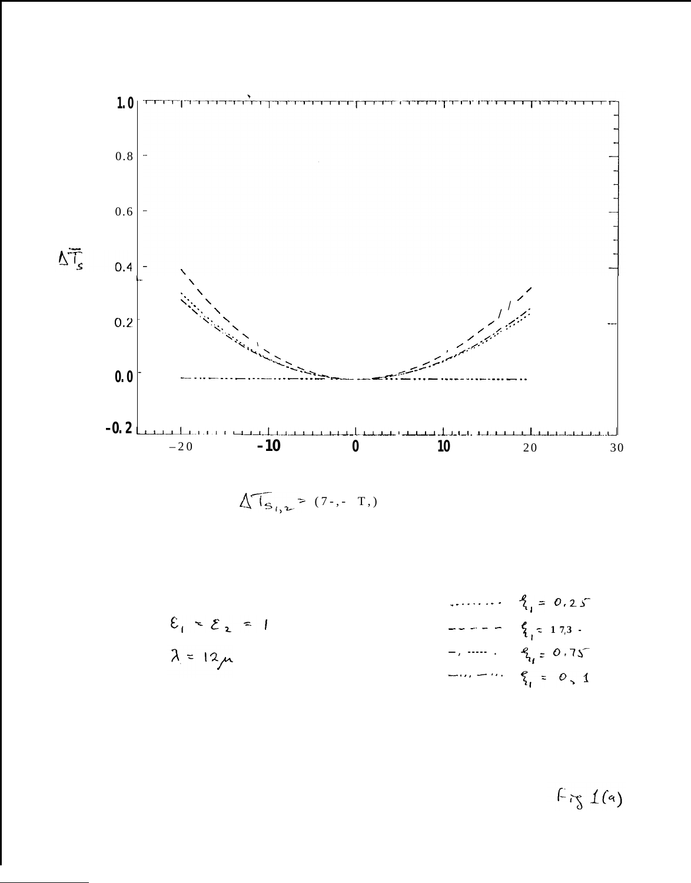$\Delta \bar{T}_s$

$\Delta T_{s_{1,2}} = (T_2 - T_1)$

$\varepsilon_1 = \varepsilon_2 = 1$

$\lambda = 12\mu$

| | |
|---|---|
| ........ | $\xi_1 = 0.25$ |
| - - - - - | $\xi_1 = 1.73$ |
| -, ..... . | $\xi_1 = 0.75$ |
| -..., -... | $\xi_1 = 0.1$ |

Fig 1(a)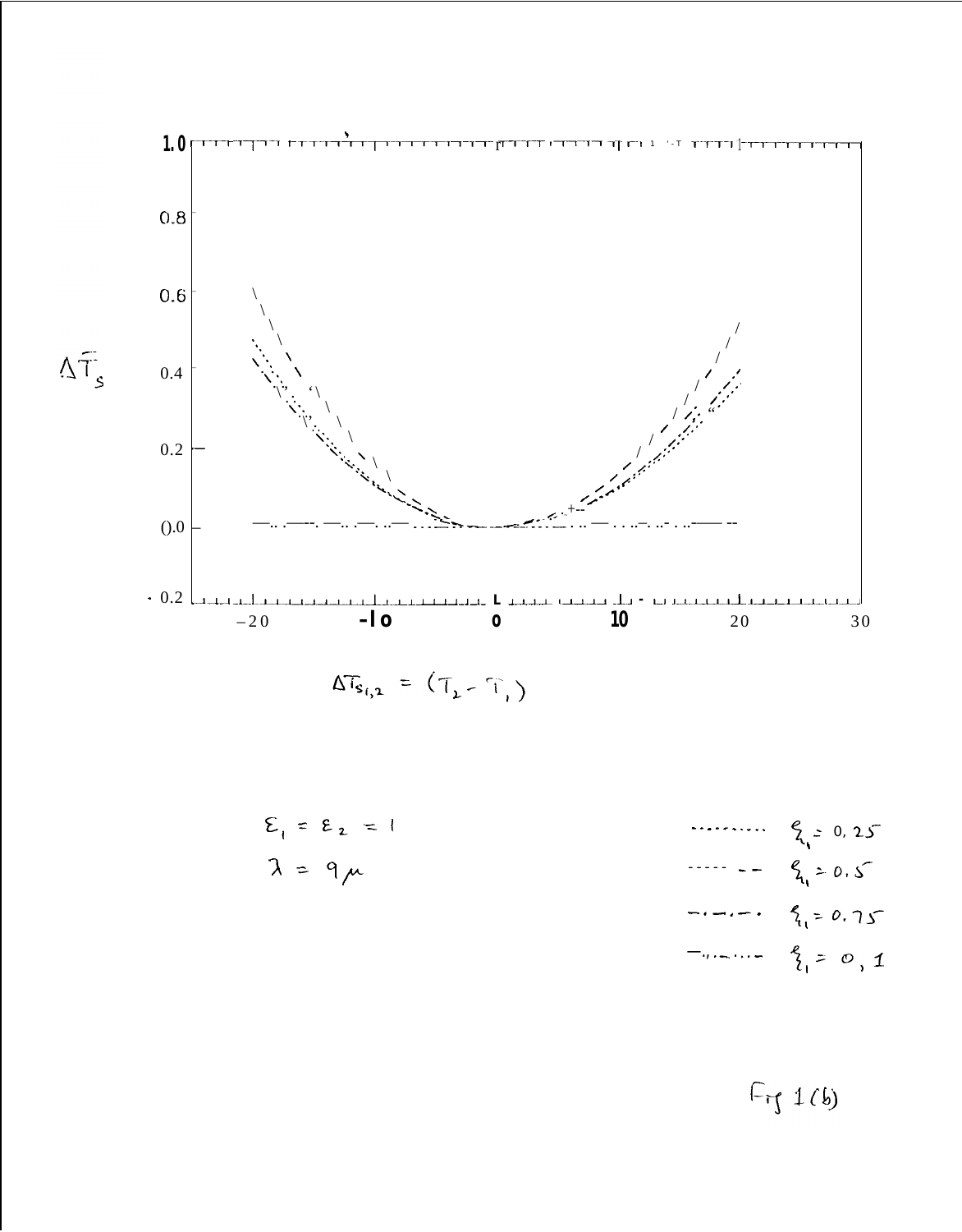$\Delta \bar{T}_s$

1.0

0.8

0.6

0.4

0.2

0.0

-0.2

-20 -10 0 10 20 30

$\Delta T_{s_{1,2}} = (T_2 - T_1)$

$\varepsilon_1 = \varepsilon_2 = 1$

$\lambda = 9\mu$

$\xi_1 = 0.25$

$\xi_1 = 0.5$

$\xi_1 = 0.75$

$\xi_1 = 0, 1$

Fig 1(b)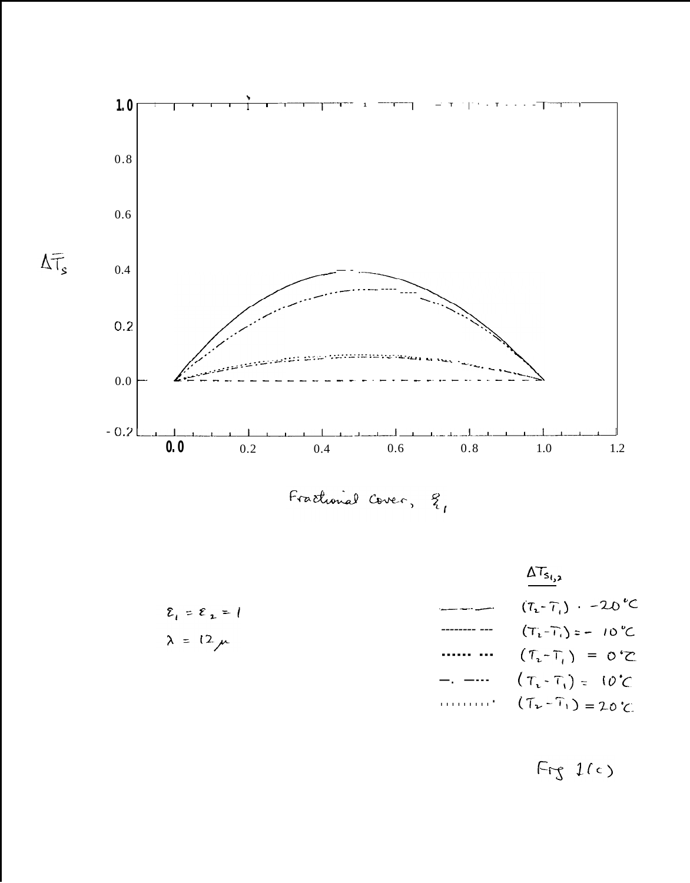$\Delta \bar{T}_s$

1.0

0.8

0.6

0.4

0.2

0.0

-0.2

0.0 0.2 0.4 0.6 0.8 1.0 1.2

Fractional Cover, $\xi_1$

$\varepsilon_1 = \varepsilon_2 = 1$

$\lambda = 12\mu$

$\underline{\Delta T_{s_{1,2}}}$

$(T_2 - T_1) = -20°C$

$(T_2 - T_1) = -10°C$

$(T_2 - T_1) = 0°C$

$(T_2 - T_1) = 10°C$

$(T_2 - T_1) = 20°C$

Fig 1(c)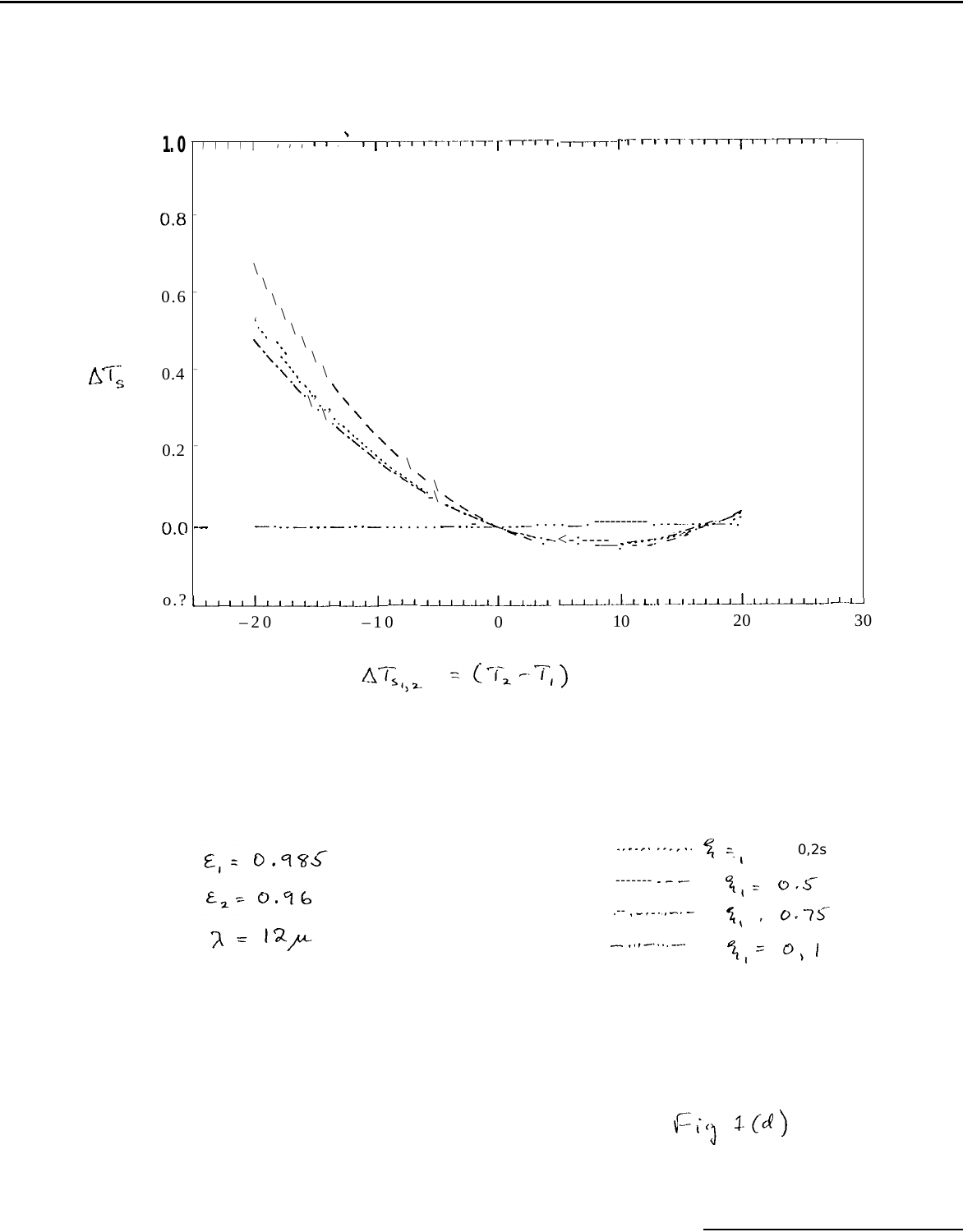$\Delta T_s$

$\Delta T_{s_{1,2}} = (T_2 - T_1)$

$\varepsilon_1 = 0.985$

$\varepsilon_2 = 0.96$

$\lambda = 12\mu$

$q_1 = 1$ 0,2s

$q_1 = 0.5$

$q_1 = 0.75$

$q_1 = 0, 1$

Fig 1(d)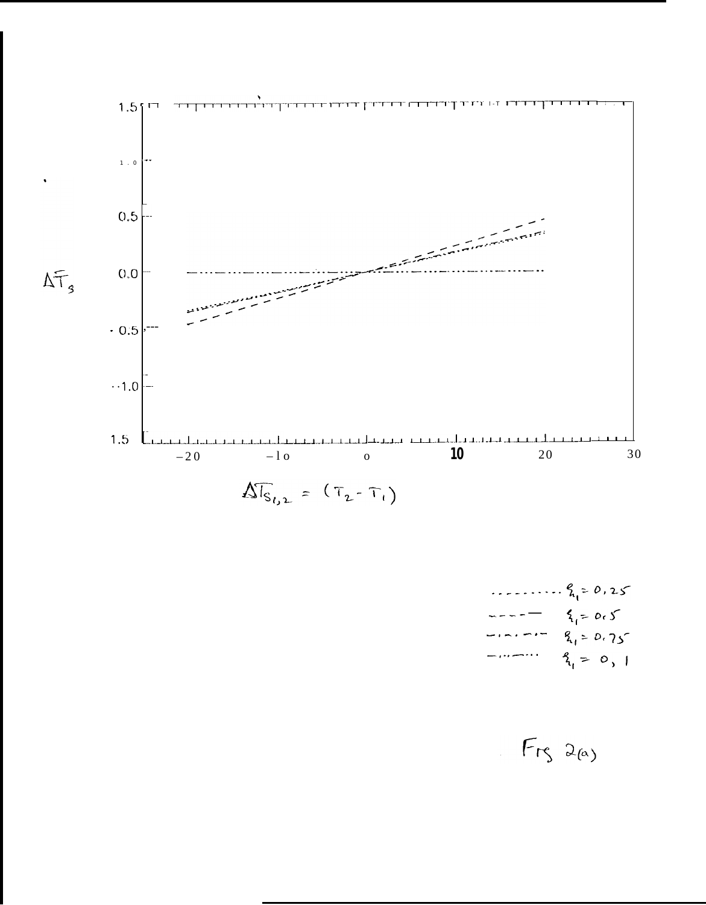$\Delta \bar{T}_s$

1.5

1.0

0.5

0.0

-0.5

-1.0

1.5

-20 -10 0 10 20 30

$\Delta T_{S_{1,2}} = (T_2 - T_1)$

.......... $\xi_1 = 0.25$

---- — $\xi_1 = 0.5$

—·—·—· $\xi_1 = 0.75$

—··—··· $\xi_1 = 0, 1$

Fig 2(a)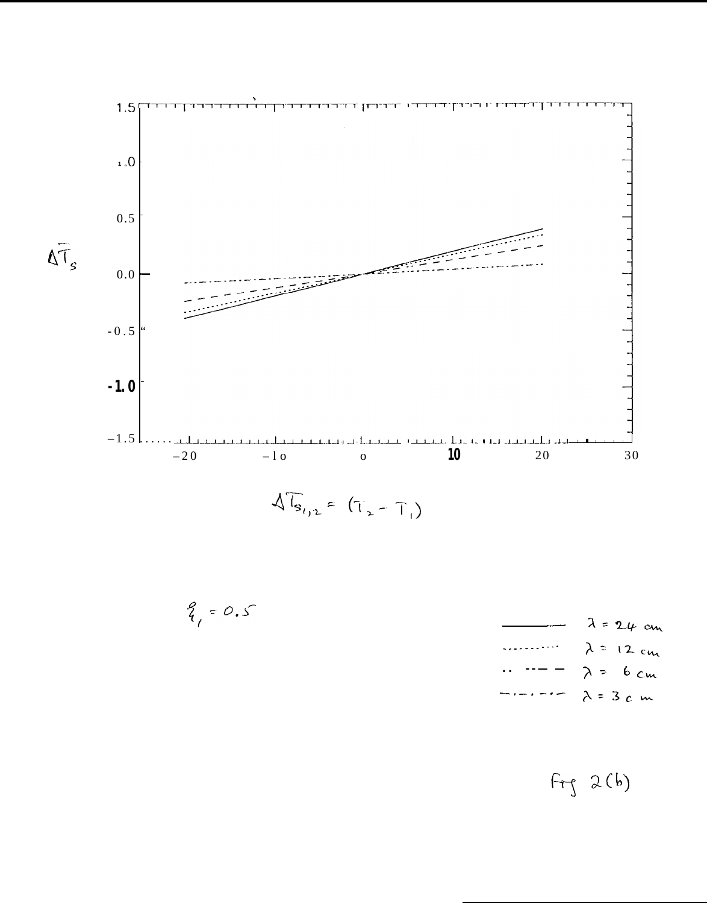$\Delta \bar{T}_s$

$\Delta T_{s_{1,2}} = (T_2 - T_1)$

$q_1 = 0.5$

| | |
|---|---|
| ———— | $\lambda = 24$ cm |
| ·········· | $\lambda = 12$ cm |
| – – – – | $\lambda = 6$ cm |
| –·–·–· | $\lambda = 3$ cm |

Fig 2(b)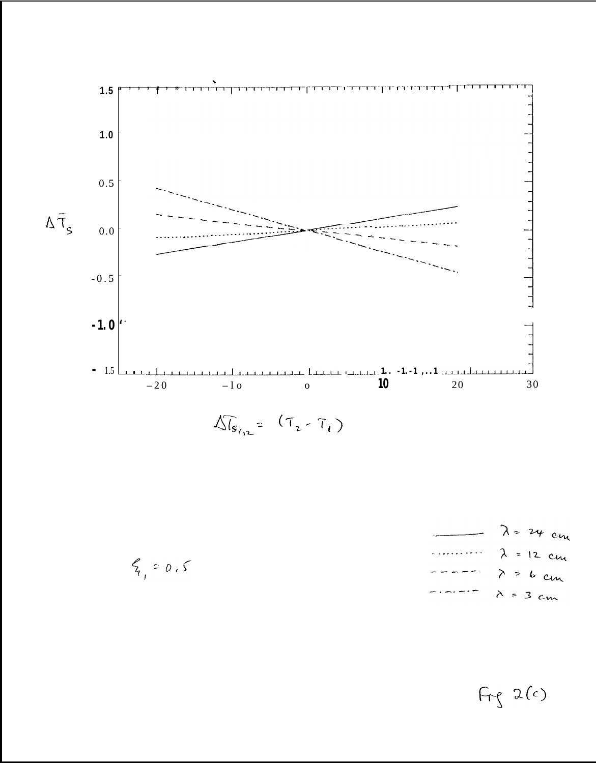$\Delta \bar{T}_s$

$\Delta T_{s_{1,2}} = (T_2 - T_1)$

———— $\lambda = 24$ cm

·········· $\lambda = 12$ cm

- - - - - $\lambda = 6$ cm

-·-·-·- $\lambda = 3$ cm

$\xi_1 = 0.5$

Fig 2(c)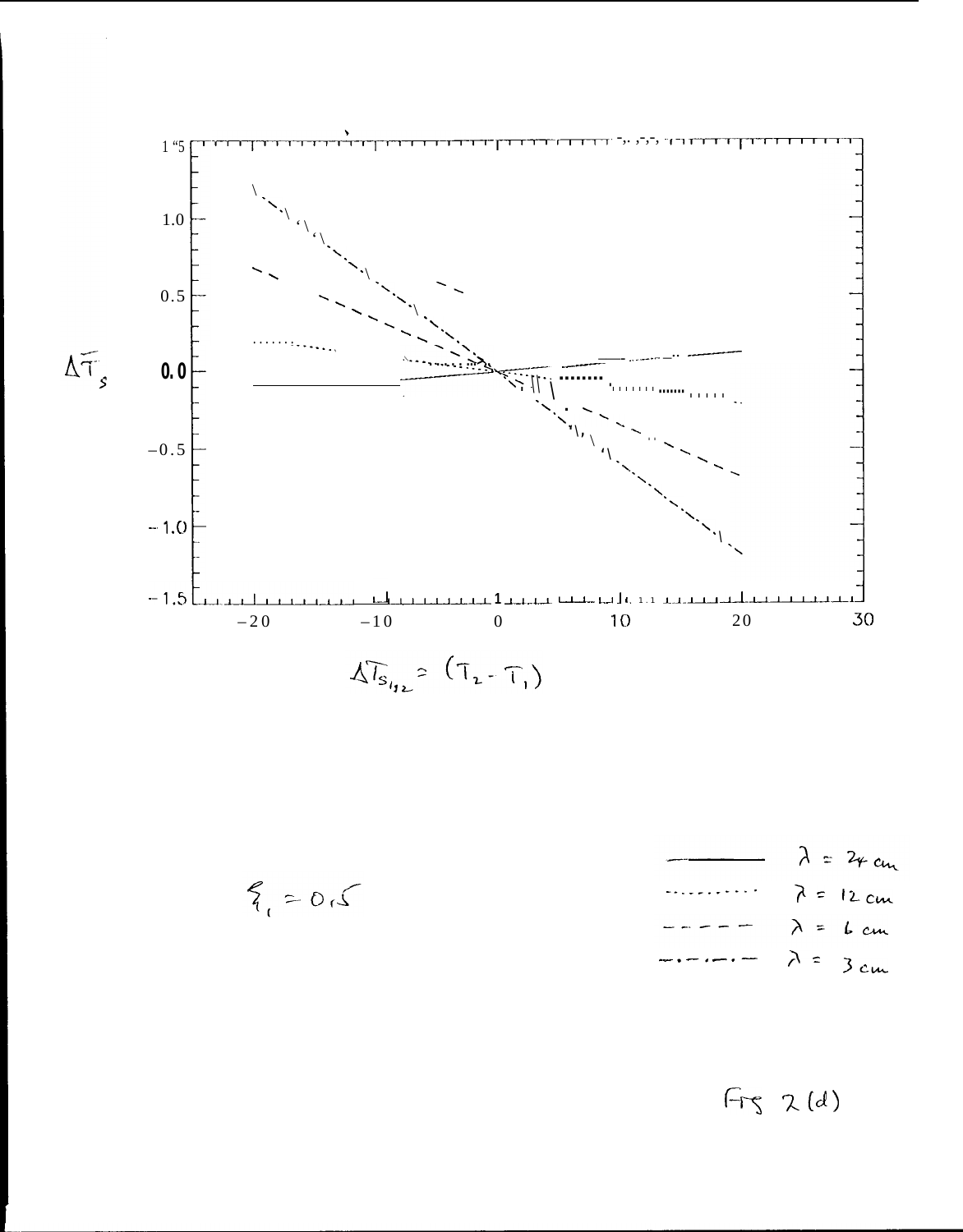$\Delta \bar{T}_s$

$\Delta T_{s_{1,2}} = (T_2 - T_1)$

$\xi_1 = 0.5$

| | |
|---|---|
| ———— | $\lambda = 24$ cm |
| ·········· | $\lambda = 12$ cm |
| – – – – | $\lambda = 6$ cm |
| –·–·–·– | $\lambda = 3$ cm |

Fig 2(d)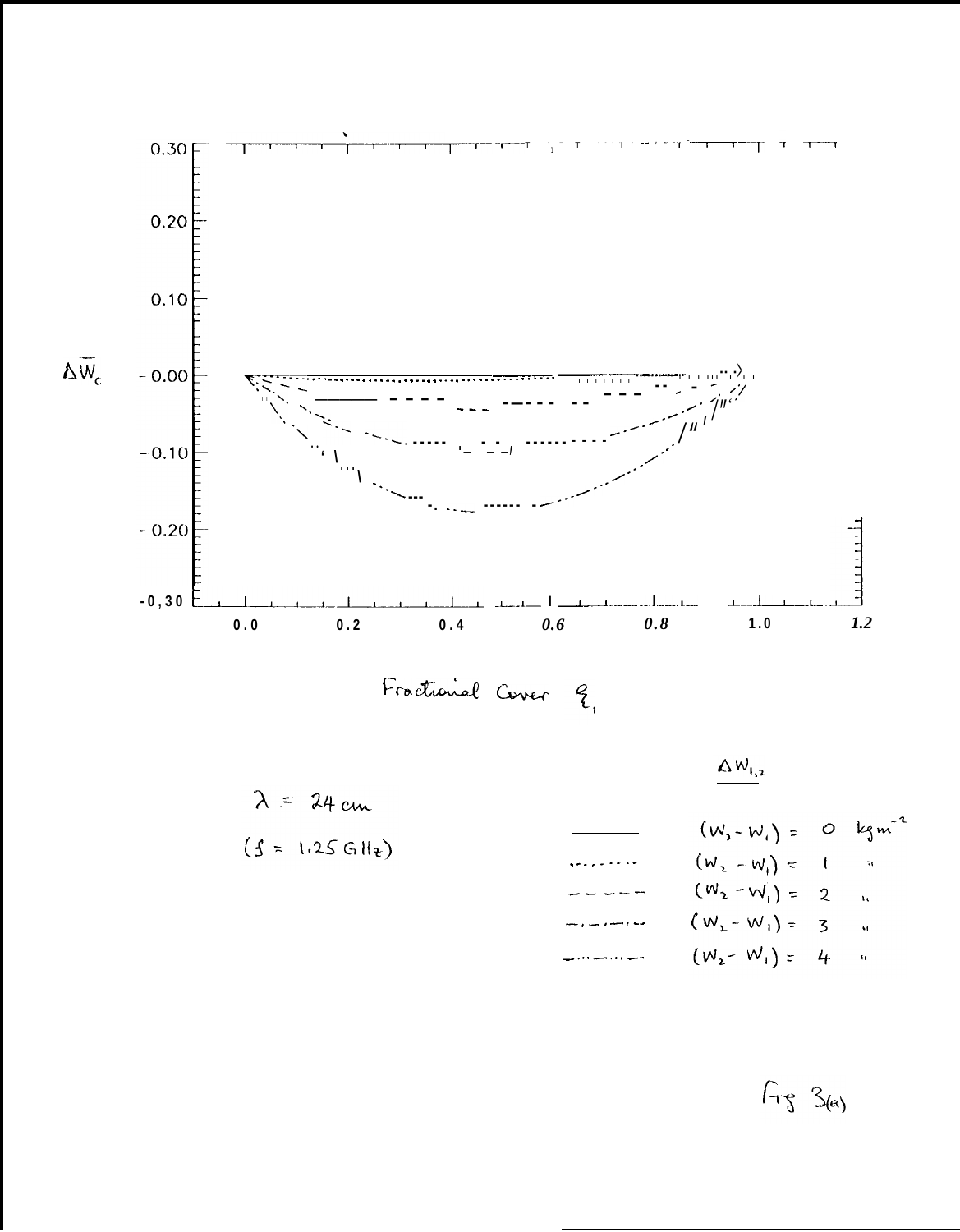$\Delta \bar{W}_c$

Fractional Cover $\xi_1$

$\lambda = 24$ cm

($f = 1.25$ GHz)

$\underline{\Delta W_{1,2}}$

| | |
|---|---|
| ———— | $(W_2 - W_1) = 0$ kg m$^{-2}$ |
| ·········· | $(W_2 - W_1) = 1$ " |
| — — — — | $(W_2 - W_1) = 2$ " |
| —·—·— | $(W_2 - W_1) = 3$ " |
| —···—···— | $(W_2 - W_1) = 4$ " |

Fig 3(a)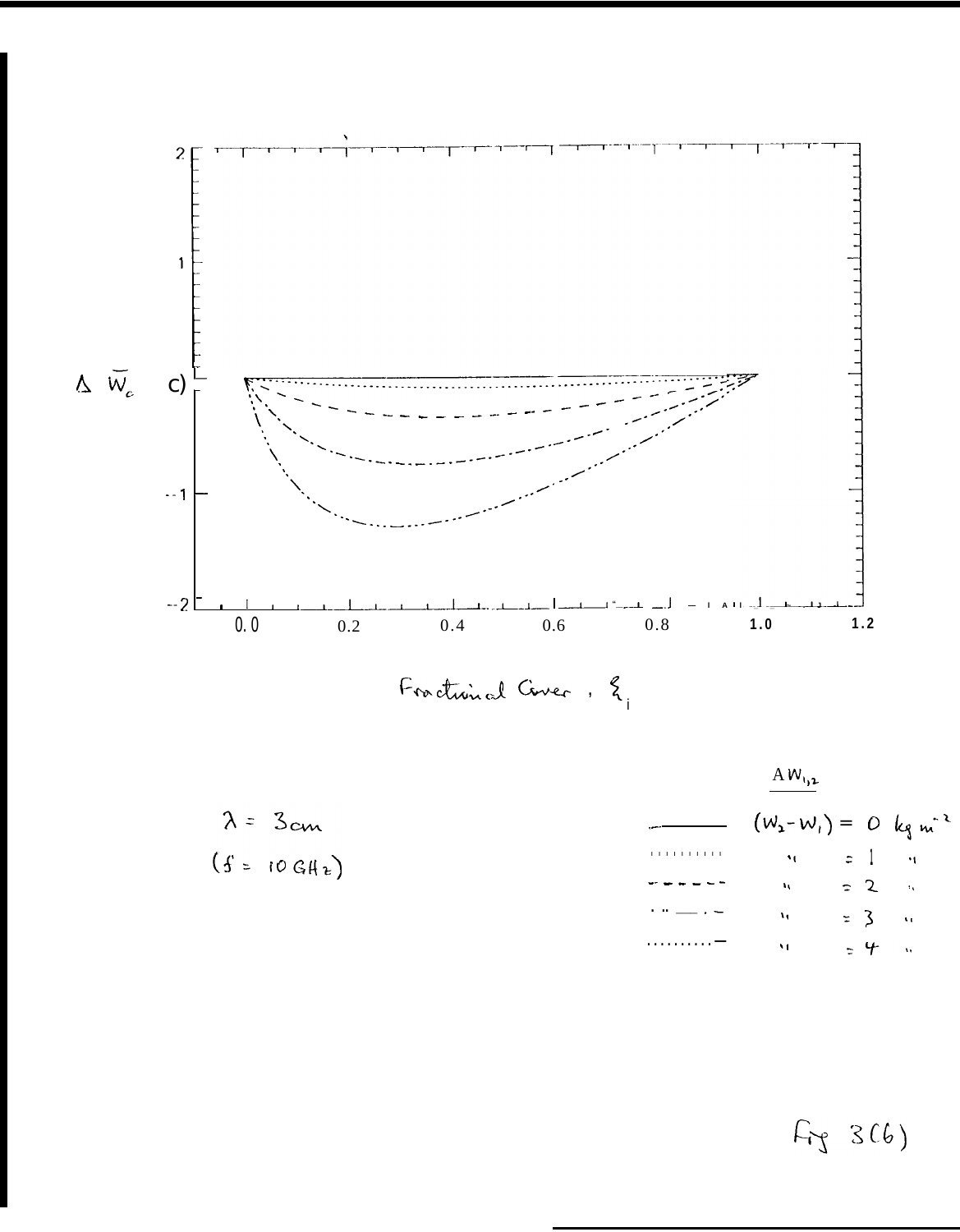$\Delta \bar{W}_c$ c)

2

1

-1

-2

0.0 0.2 0.4 0.6 0.8 1.0 1.2

Fractional Cover, $\xi_i$

$\lambda = 3cm$
($f = 10 GHz$)

$\Delta W_{1,2}$

| Line style | $\Delta W_{1,2}$ |
| --- | --- |
| ——— | $(W_2 - W_1) = 0 \ kg \ m^{-2}$ |
| ·········· | " = 1 " |
| - - - - - - | " = 2 " |
| · ·· — · — | " = 3 " |
| ··········— | " = 4 " |

Fig 3(b)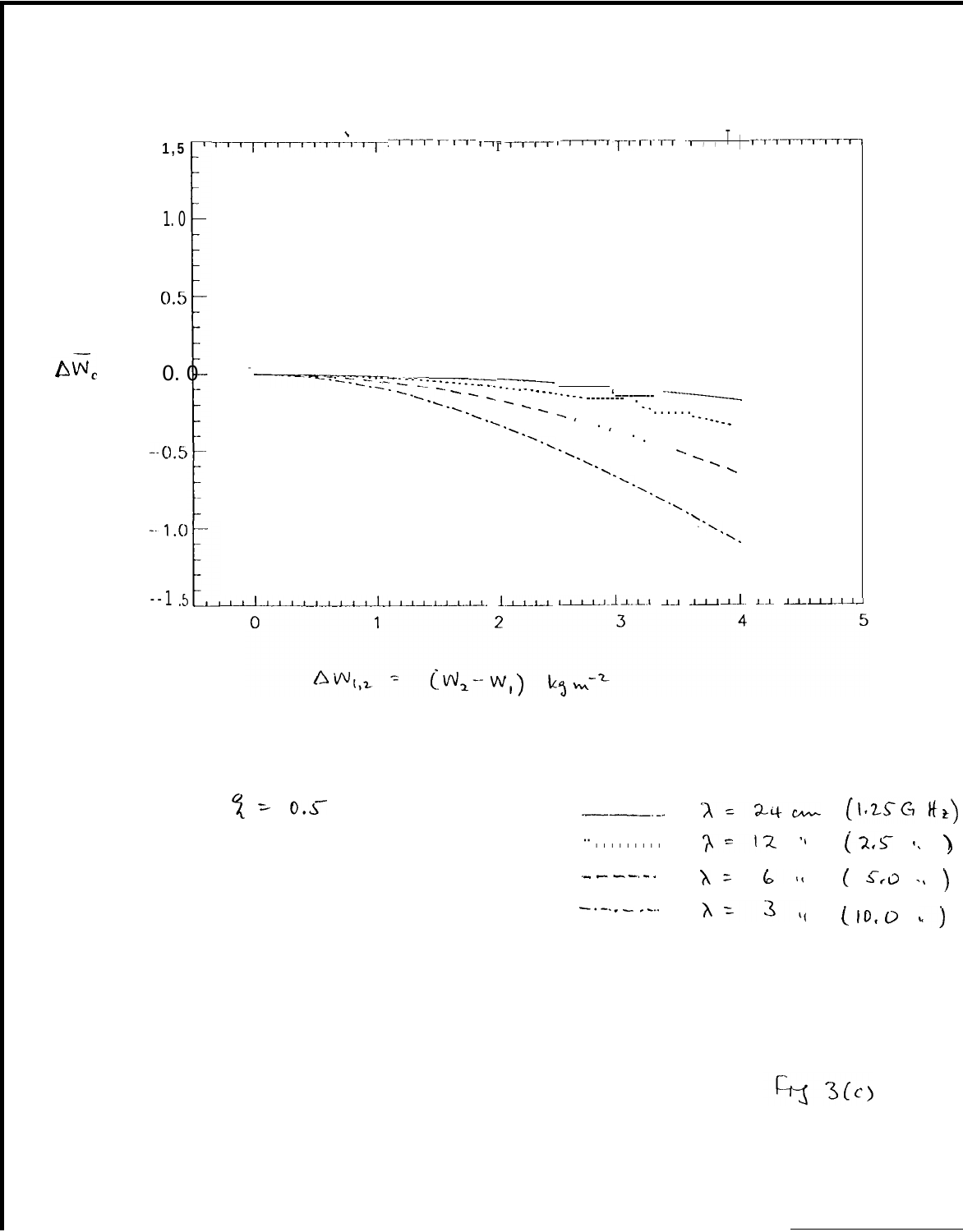$\Delta \overline{W}_c$

$\Delta W_{1,2} = (W_2 - W_1)\ kg\ m^{-2}$

$q_1 = 0.5$

| | |
|---|---|
| ———— | $\lambda$ = 24 cm (1.25 GHz) |
| ·········· | $\lambda$ = 12 " (2.5 " ) |
| - - - - - | $\lambda$ = 6 " ( 5.0 " ) |
| -·-·-·- | $\lambda$ = 3 " (10.0 " ) |

Fig 3(c)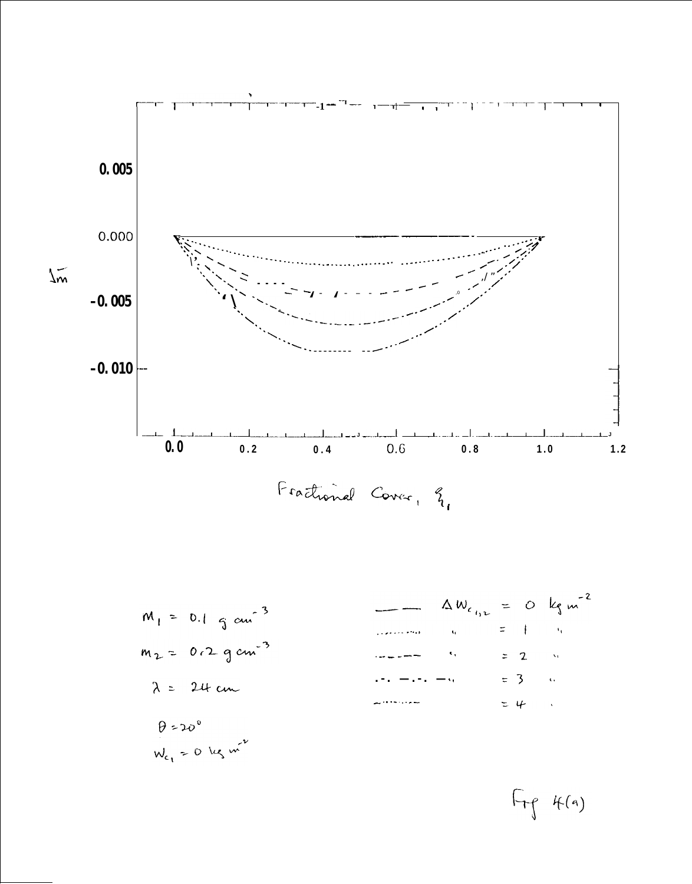0.005

0.000

$J_m$

-0.005

-0.010

0.0 0.2 0.4 0.6 0.8 1.0 1.2

Fractional Cover, $\xi_1$

$m_1 = 0.1\ g\ cm^{-3}$

$m_2 = 0.2\ g\ cm^{-3}$

$\lambda = 24\ cm$

$\theta = 20^{\circ}$

$W_{c_1} = 0\ kg\ m^{-2}$

| Line | | |
|---|---|---|
| ——— | $\Delta W_{c_{1,2}}$ | $= 0\ kg\ m^{-2}$ |
| ·········· | " | $= 1$ " |
| — — — | " | $= 2$ " |
| ·-·-·- | " | $= 3$ " |
| ··-··- | " | $= 4$ " |

Fig 4(a)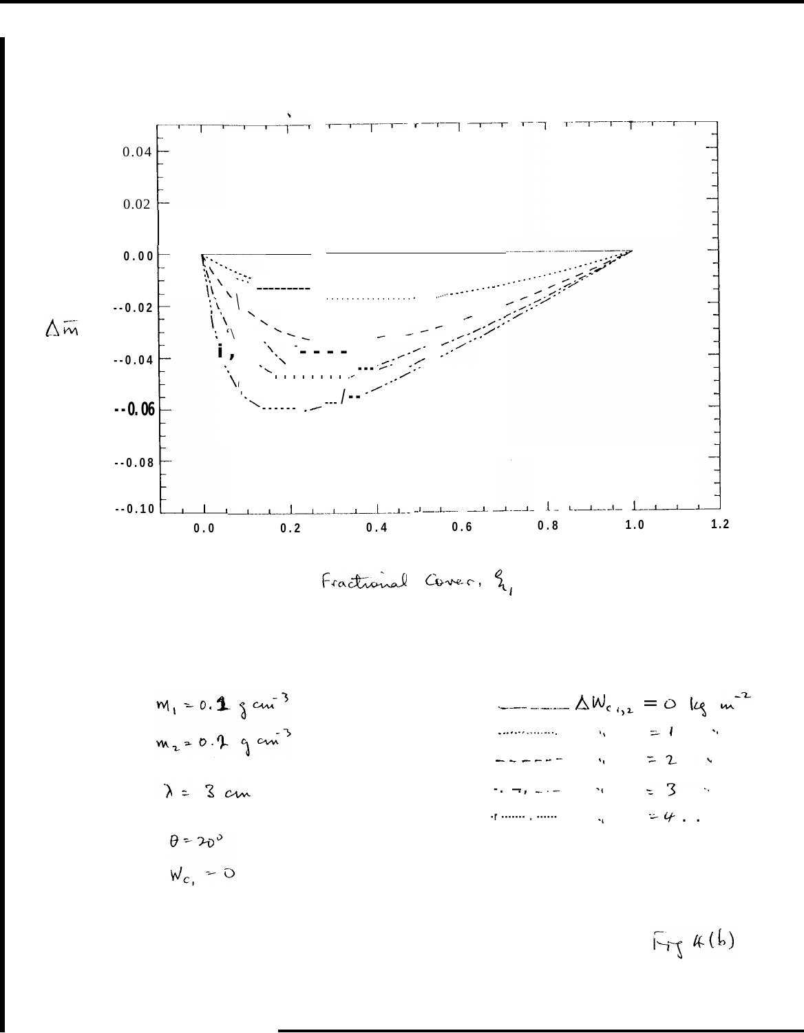$\Delta \bar{m}$

Fractional Cover, $\xi_1$

$m_1 = 0.1$ g $cm^{-3}$

$m_2 = 0.2$ g $cm^{-3}$

$\lambda = 3$ cm

$\theta = 20^\circ$

$W_{c_1} = 0$

| Line style | |
|---|---|
| ———— | $\Delta W_{c_{1,2}} = 0$ kg $m^{-2}$ |
| ·············· | " $= 1$ " |
| – – – – – | " $= 2$ " |
| –·–·–· | " $= 3$ " |
| –··–··–·· | " $= 4$ " |

Fig 4(b)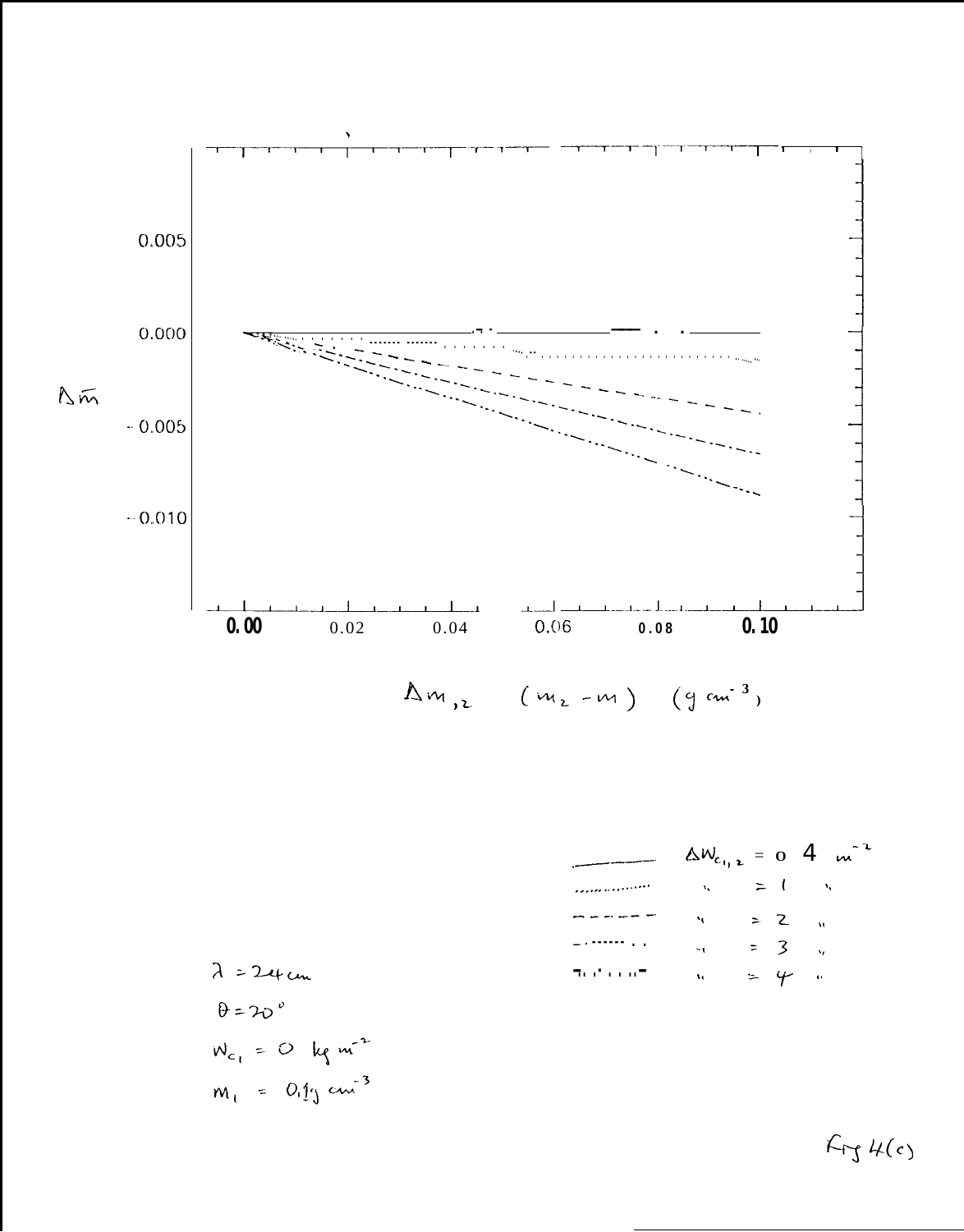$\Delta \bar{m}$

0.005

0.000

-0.005

-0.010

0.00 0.02 0.04 0.06 0.08 0.10

$\Delta m_{,2}$ $(m_2 - m)$ $(g\ cm^{-3})$

| | |
|---|---|
| ———— | $\Delta W_{c_{1,2}} = 0$ 4 $m^{-2}$ |
| ............ | " $= 1$ " |
| – – – – – | " $= 2$ " |
| –·····.. | " $= 3$ " |
| –··–···– | " $= 4$ " |

$\lambda = 24\ cm$

$\theta = 20^{\circ}$

$W_{c_1} = 0\ kg\ m^{-2}$

$m_1 = 0.1g\ cm^{-3}$

Fig 4(c)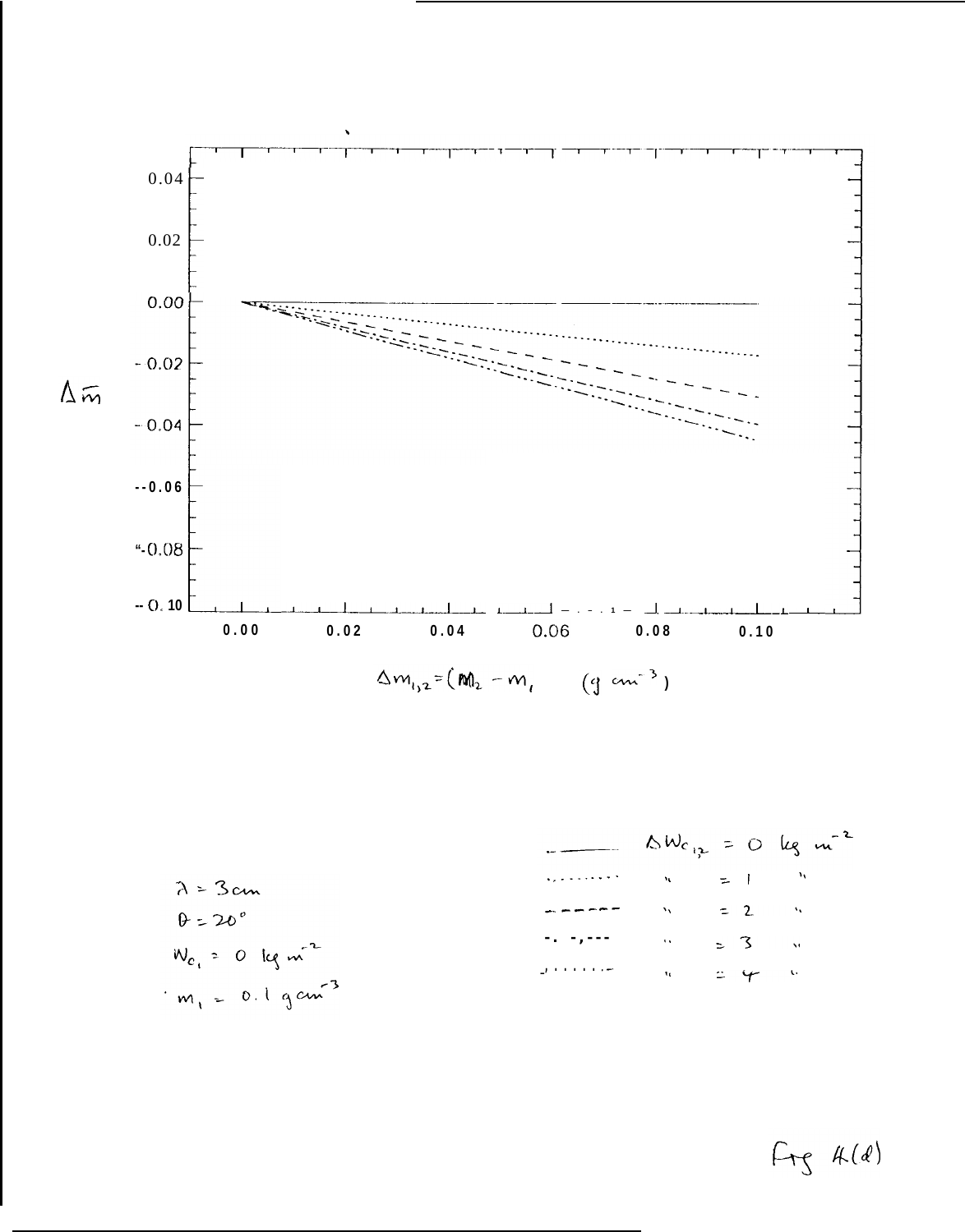0.04

0.02

0.00

- 0.02

$\Delta \bar{m}$

- 0.04

--0.06

-0.08

-- 0.10

0.00 0.02 0.04 0.06 0.08 0.10

$\Delta m_{1,2} = (m_2 - m_1$ $(g\ cm^{-3})$

$\lambda = 3cm$

$\theta = 20°$

$W_{c_1} = 0\ kg\ m^{-2}$

$m_1 = 0.1\ g\ cm^{-3}$

$\Delta W_{c_{1,2}} = 0\ kg\ m^{-2}$

" = 1 "

" = 2 "

" = 3 "

" = 4 "

Fig 4(d)